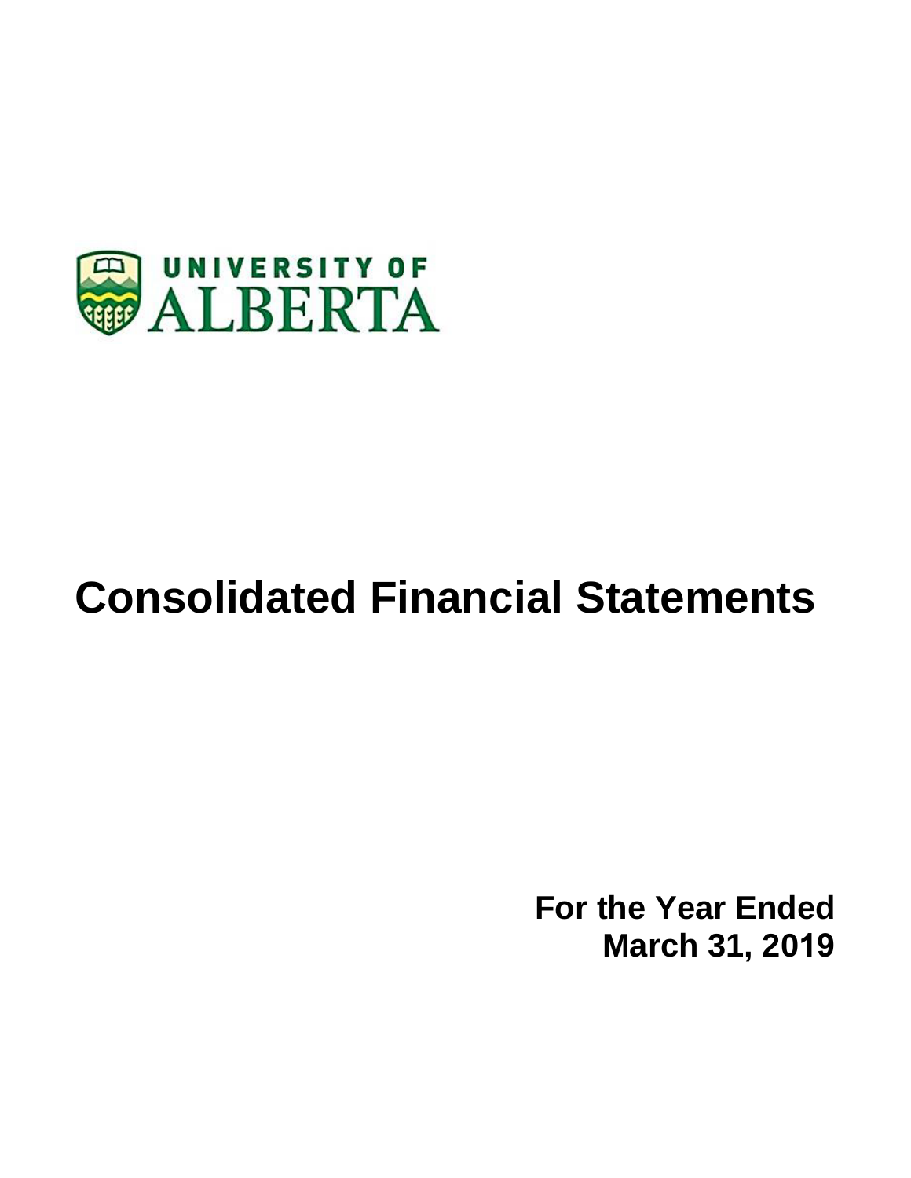UNIVERSITY OF ALBERTA

# Consolidated Financial Statements

**For the Year Ended March 31, 2019**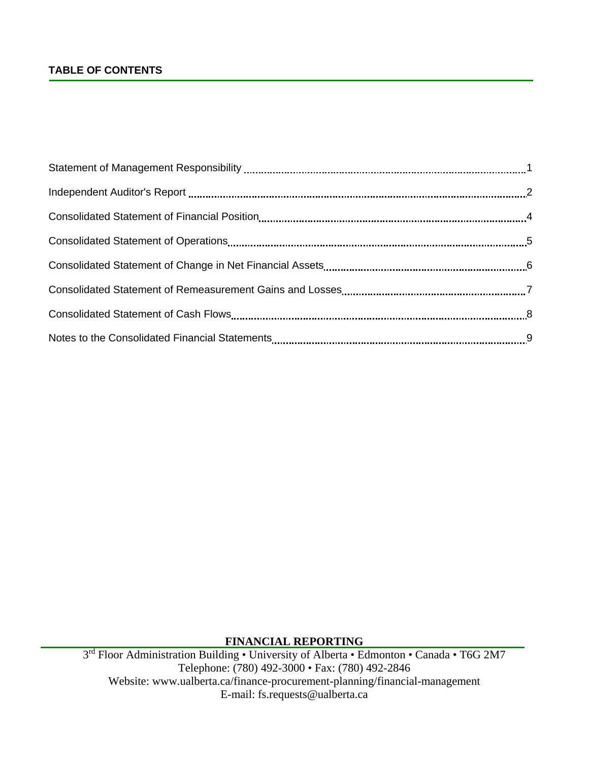## TABLE OF CONTENTS

| | |
|---|---|
| Statement of Management Responsibility | 1 |
| Independent Auditor's Report | 2 |
| Consolidated Statement of Financial Position | 4 |
| Consolidated Statement of Operations | 5 |
| Consolidated Statement of Change in Net Financial Assets | 6 |
| Consolidated Statement of Remeasurement Gains and Losses | 7 |
| Consolidated Statement of Cash Flows | 8 |
| Notes to the Consolidated Financial Statements | 9 |

**FINANCIAL REPORTING**

3rd Floor Administration Building • University of Alberta • Edmonton • Canada • T6G 2M7
Telephone: (780) 492-3000 • Fax: (780) 492-2846
Website: www.ualberta.ca/finance-procurement-planning/financial-management
E-mail: fs.requests@ualberta.ca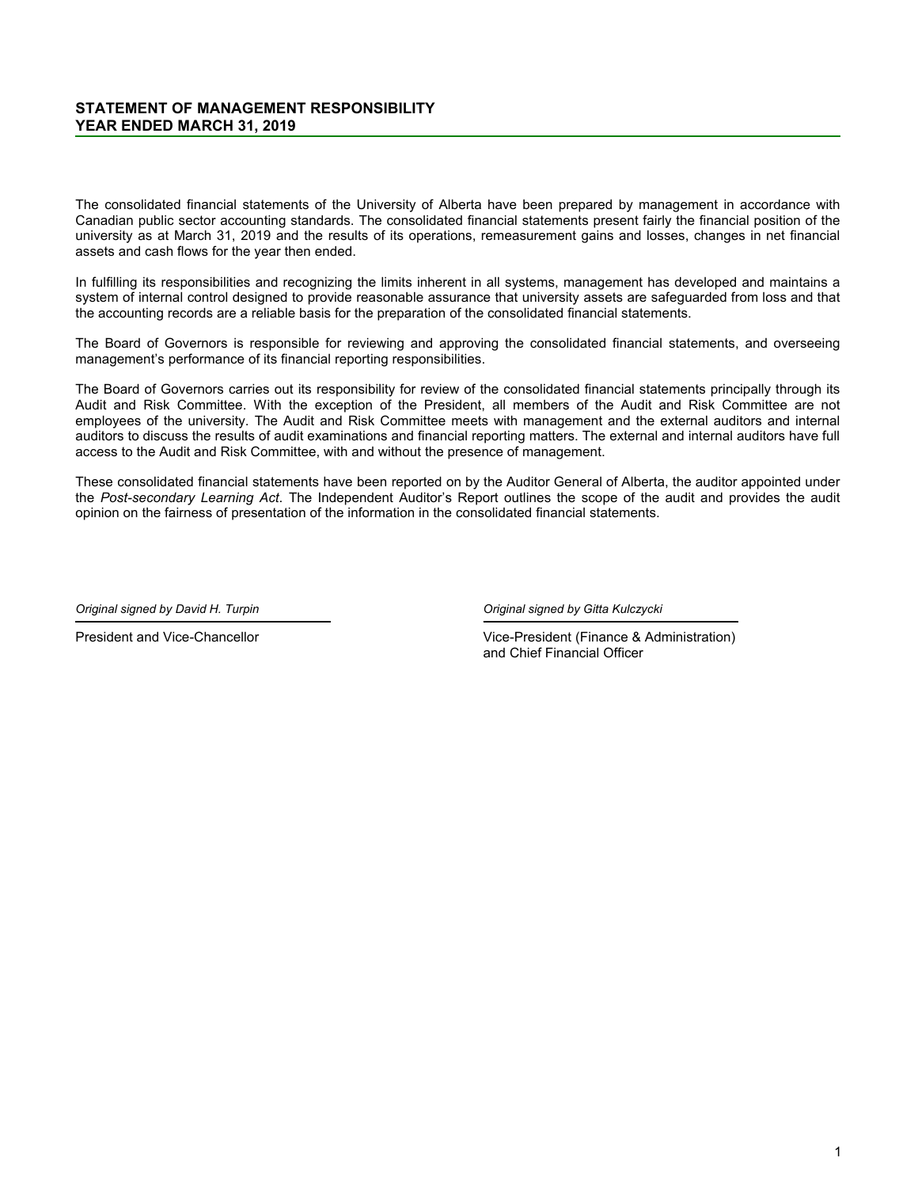## STATEMENT OF MANAGEMENT RESPONSIBILITY
## YEAR ENDED MARCH 31, 2019

The consolidated financial statements of the University of Alberta have been prepared by management in accordance with Canadian public sector accounting standards. The consolidated financial statements present fairly the financial position of the university as at March 31, 2019 and the results of its operations, remeasurement gains and losses, changes in net financial assets and cash flows for the year then ended.

In fulfilling its responsibilities and recognizing the limits inherent in all systems, management has developed and maintains a system of internal control designed to provide reasonable assurance that university assets are safeguarded from loss and that the accounting records are a reliable basis for the preparation of the consolidated financial statements.

The Board of Governors is responsible for reviewing and approving the consolidated financial statements, and overseeing management's performance of its financial reporting responsibilities.

The Board of Governors carries out its responsibility for review of the consolidated financial statements principally through its Audit and Risk Committee. With the exception of the President, all members of the Audit and Risk Committee are not employees of the university. The Audit and Risk Committee meets with management and the external auditors and internal auditors to discuss the results of audit examinations and financial reporting matters. The external and internal auditors have full access to the Audit and Risk Committee, with and without the presence of management.

These consolidated financial statements have been reported on by the Auditor General of Alberta, the auditor appointed under the *Post-secondary Learning Act*. The Independent Auditor's Report outlines the scope of the audit and provides the audit opinion on the fairness of presentation of the information in the consolidated financial statements.

*Original signed by David H. Turpin*

President and Vice-Chancellor

*Original signed by Gitta Kulczycki*

Vice-President (Finance & Administration) and Chief Financial Officer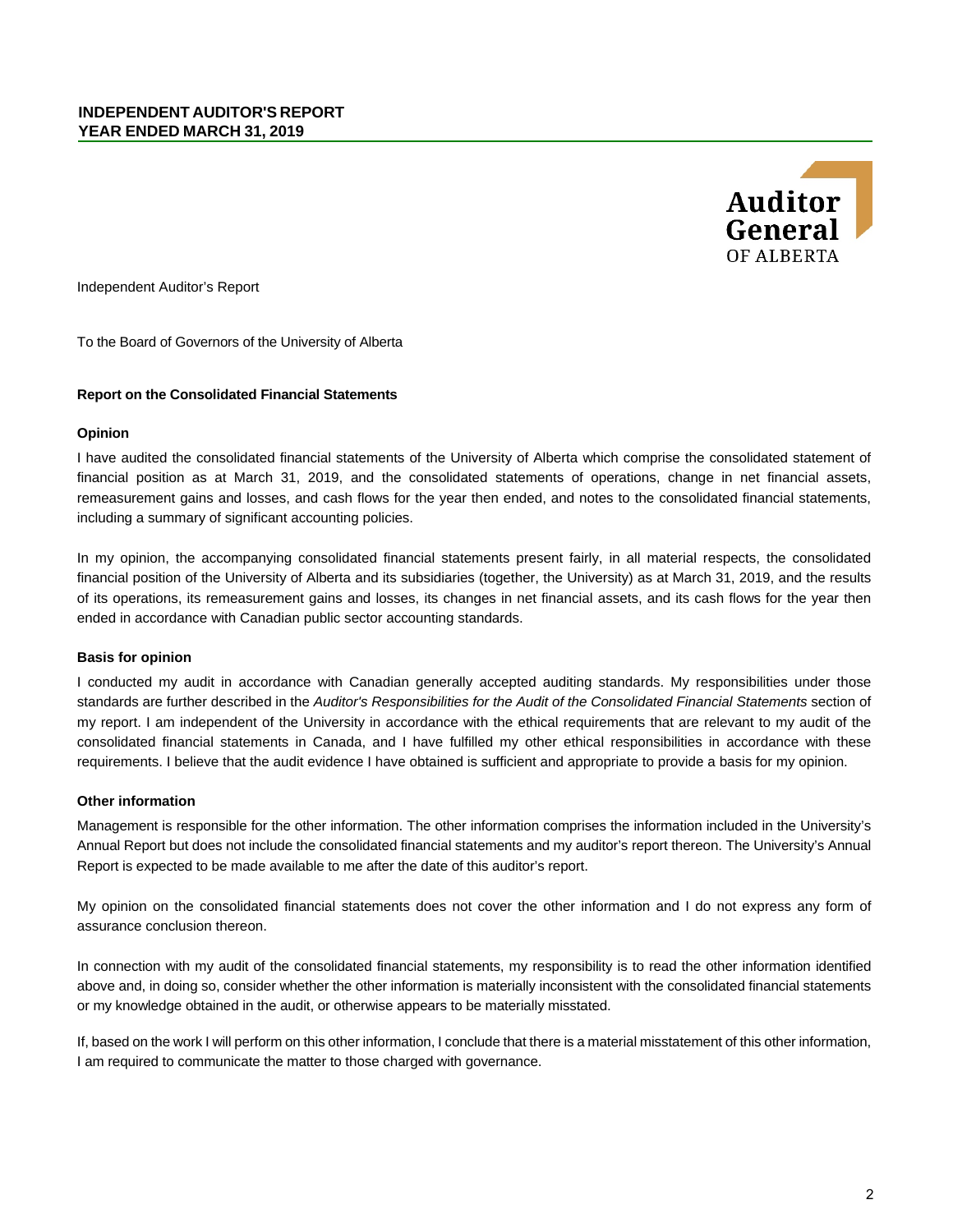# INDEPENDENT AUDITOR'S REPORT
# YEAR ENDED MARCH 31, 2019

Auditor General
OF ALBERTA

Independent Auditor's Report

To the Board of Governors of the University of Alberta

## Report on the Consolidated Financial Statements

### Opinion

I have audited the consolidated financial statements of the University of Alberta which comprise the consolidated statement of financial position as at March 31, 2019, and the consolidated statements of operations, change in net financial assets, remeasurement gains and losses, and cash flows for the year then ended, and notes to the consolidated financial statements, including a summary of significant accounting policies.

In my opinion, the accompanying consolidated financial statements present fairly, in all material respects, the consolidated financial position of the University of Alberta and its subsidiaries (together, the University) as at March 31, 2019, and the results of its operations, its remeasurement gains and losses, its changes in net financial assets, and its cash flows for the year then ended in accordance with Canadian public sector accounting standards.

### Basis for opinion

I conducted my audit in accordance with Canadian generally accepted auditing standards. My responsibilities under those standards are further described in the *Auditor's Responsibilities for the Audit of the Consolidated Financial Statements* section of my report. I am independent of the University in accordance with the ethical requirements that are relevant to my audit of the consolidated financial statements in Canada, and I have fulfilled my other ethical responsibilities in accordance with these requirements. I believe that the audit evidence I have obtained is sufficient and appropriate to provide a basis for my opinion.

### Other information

Management is responsible for the other information. The other information comprises the information included in the University's Annual Report but does not include the consolidated financial statements and my auditor's report thereon. The University's Annual Report is expected to be made available to me after the date of this auditor's report.

My opinion on the consolidated financial statements does not cover the other information and I do not express any form of assurance conclusion thereon.

In connection with my audit of the consolidated financial statements, my responsibility is to read the other information identified above and, in doing so, consider whether the other information is materially inconsistent with the consolidated financial statements or my knowledge obtained in the audit, or otherwise appears to be materially misstated.

If, based on the work I will perform on this other information, I conclude that there is a material misstatement of this other information, I am required to communicate the matter to those charged with governance.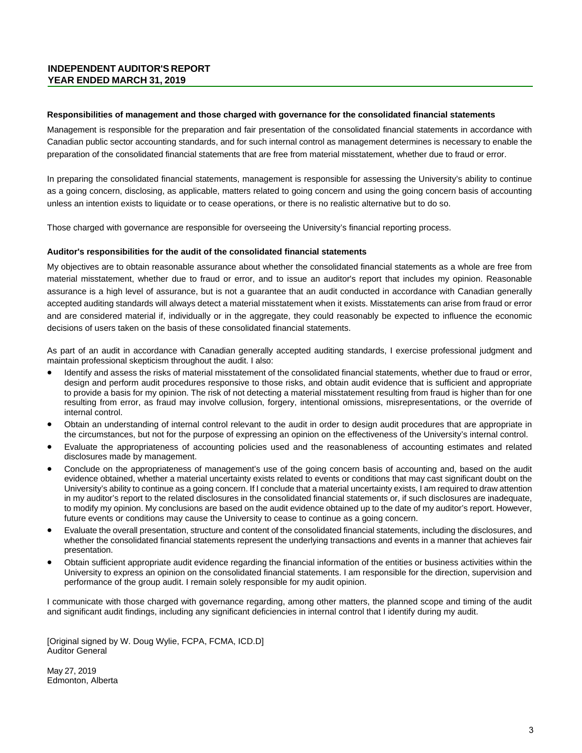## INDEPENDENT AUDITOR'S REPORT
## YEAR ENDED MARCH 31, 2019

**Responsibilities of management and those charged with governance for the consolidated financial statements**

Management is responsible for the preparation and fair presentation of the consolidated financial statements in accordance with Canadian public sector accounting standards, and for such internal control as management determines is necessary to enable the preparation of the consolidated financial statements that are free from material misstatement, whether due to fraud or error.

In preparing the consolidated financial statements, management is responsible for assessing the University's ability to continue as a going concern, disclosing, as applicable, matters related to going concern and using the going concern basis of accounting unless an intention exists to liquidate or to cease operations, or there is no realistic alternative but to do so.

Those charged with governance are responsible for overseeing the University's financial reporting process.

**Auditor's responsibilities for the audit of the consolidated financial statements**

My objectives are to obtain reasonable assurance about whether the consolidated financial statements as a whole are free from material misstatement, whether due to fraud or error, and to issue an auditor's report that includes my opinion. Reasonable assurance is a high level of assurance, but is not a guarantee that an audit conducted in accordance with Canadian generally accepted auditing standards will always detect a material misstatement when it exists. Misstatements can arise from fraud or error and are considered material if, individually or in the aggregate, they could reasonably be expected to influence the economic decisions of users taken on the basis of these consolidated financial statements.

As part of an audit in accordance with Canadian generally accepted auditing standards, I exercise professional judgment and maintain professional skepticism throughout the audit. I also:

- Identify and assess the risks of material misstatement of the consolidated financial statements, whether due to fraud or error, design and perform audit procedures responsive to those risks, and obtain audit evidence that is sufficient and appropriate to provide a basis for my opinion. The risk of not detecting a material misstatement resulting from fraud is higher than for one resulting from error, as fraud may involve collusion, forgery, intentional omissions, misrepresentations, or the override of internal control.
- Obtain an understanding of internal control relevant to the audit in order to design audit procedures that are appropriate in the circumstances, but not for the purpose of expressing an opinion on the effectiveness of the University's internal control.
- Evaluate the appropriateness of accounting policies used and the reasonableness of accounting estimates and related disclosures made by management.
- Conclude on the appropriateness of management's use of the going concern basis of accounting and, based on the audit evidence obtained, whether a material uncertainty exists related to events or conditions that may cast significant doubt on the University's ability to continue as a going concern. If I conclude that a material uncertainty exists, I am required to draw attention in my auditor's report to the related disclosures in the consolidated financial statements or, if such disclosures are inadequate, to modify my opinion. My conclusions are based on the audit evidence obtained up to the date of my auditor's report. However, future events or conditions may cause the University to cease to continue as a going concern.
- Evaluate the overall presentation, structure and content of the consolidated financial statements, including the disclosures, and whether the consolidated financial statements represent the underlying transactions and events in a manner that achieves fair presentation.
- Obtain sufficient appropriate audit evidence regarding the financial information of the entities or business activities within the University to express an opinion on the consolidated financial statements. I am responsible for the direction, supervision and performance of the group audit. I remain solely responsible for my audit opinion.

I communicate with those charged with governance regarding, among other matters, the planned scope and timing of the audit and significant audit findings, including any significant deficiencies in internal control that I identify during my audit.

[Original signed by W. Doug Wylie, FCPA, FCMA, ICD.D]
Auditor General

May 27, 2019
Edmonton, Alberta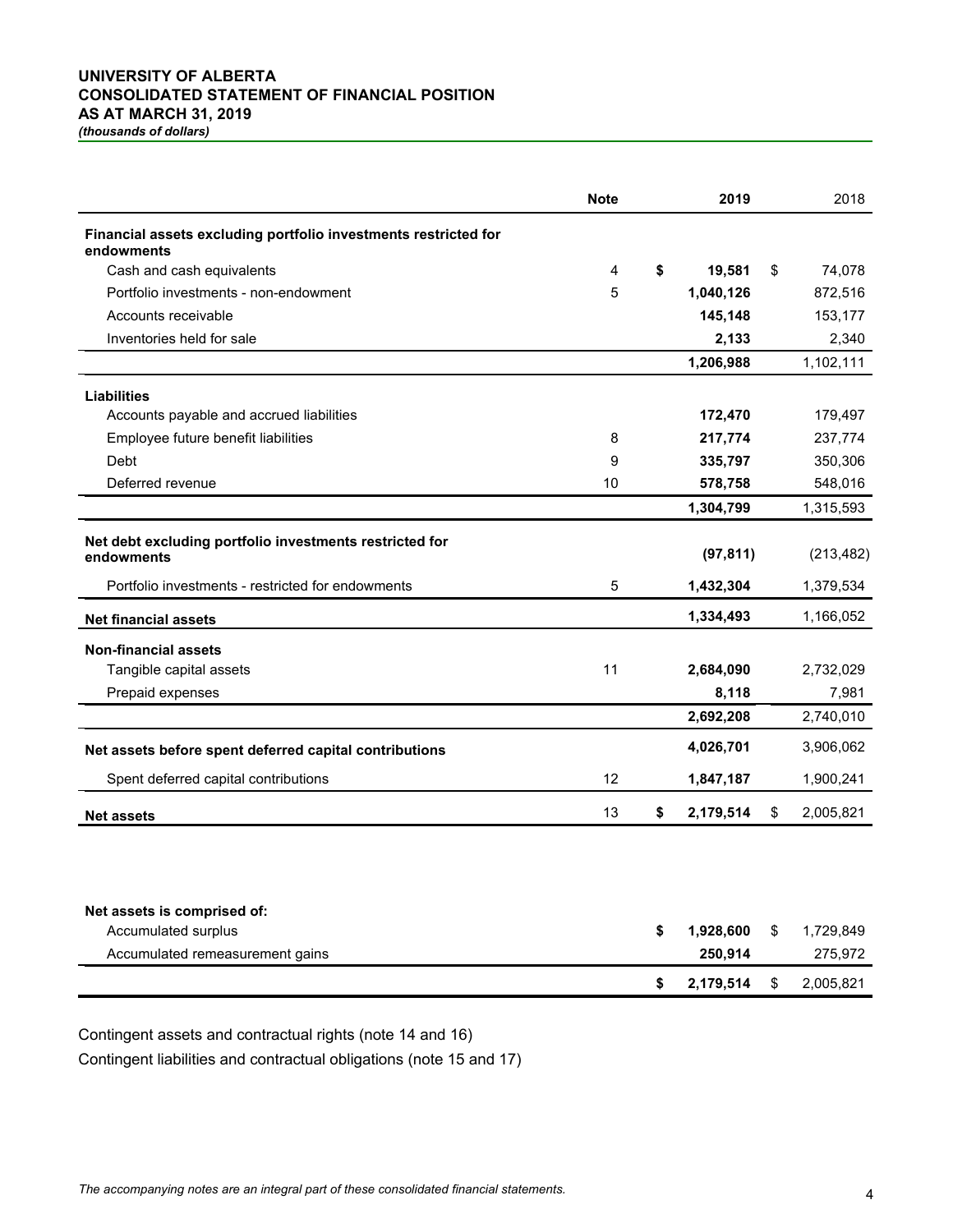# UNIVERSITY OF ALBERTA
# CONSOLIDATED STATEMENT OF FINANCIAL POSITION
# AS AT MARCH 31, 2019

***(thousands of dollars)***

| | Note | 2019 | 2018 |
|---|---|---|---|
| **Financial assets excluding portfolio investments restricted for endowments** | | | |
| Cash and cash equivalents | 4 | **$ 19,581** | $ 74,078 |
| Portfolio investments - non-endowment | 5 | **1,040,126** | 872,516 |
| Accounts receivable | | **145,148** | 153,177 |
| Inventories held for sale | | **2,133** | 2,340 |
| | | **1,206,988** | 1,102,111 |
| **Liabilities** | | | |
| Accounts payable and accrued liabilities | | **172,470** | 179,497 |
| Employee future benefit liabilities | 8 | **217,774** | 237,774 |
| Debt | 9 | **335,797** | 350,306 |
| Deferred revenue | 10 | **578,758** | 548,016 |
| | | **1,304,799** | 1,315,593 |
| **Net debt excluding portfolio investments restricted for endowments** | | **(97,811)** | (213,482) |
| Portfolio investments - restricted for endowments | 5 | **1,432,304** | 1,379,534 |
| **Net financial assets** | | **1,334,493** | 1,166,052 |
| **Non-financial assets** | | | |
| Tangible capital assets | 11 | **2,684,090** | 2,732,029 |
| Prepaid expenses | | **8,118** | 7,981 |
| | | **2,692,208** | 2,740,010 |
| **Net assets before spent deferred capital contributions** | | **4,026,701** | 3,906,062 |
| Spent deferred capital contributions | 12 | **1,847,187** | 1,900,241 |
| **Net assets** | 13 | **$ 2,179,514** | $ 2,005,821 |

| **Net assets is comprised of:** | 2019 | 2018 |
|---|---|---|
| Accumulated surplus | **$ 1,928,600** | $ 1,729,849 |
| Accumulated remeasurement gains | **250,914** | 275,972 |
| | **$ 2,179,514** | $ 2,005,821 |

Contingent assets and contractual rights (note 14 and 16)

Contingent liabilities and contractual obligations (note 15 and 17)

*The accompanying notes are an integral part of these consolidated financial statements.*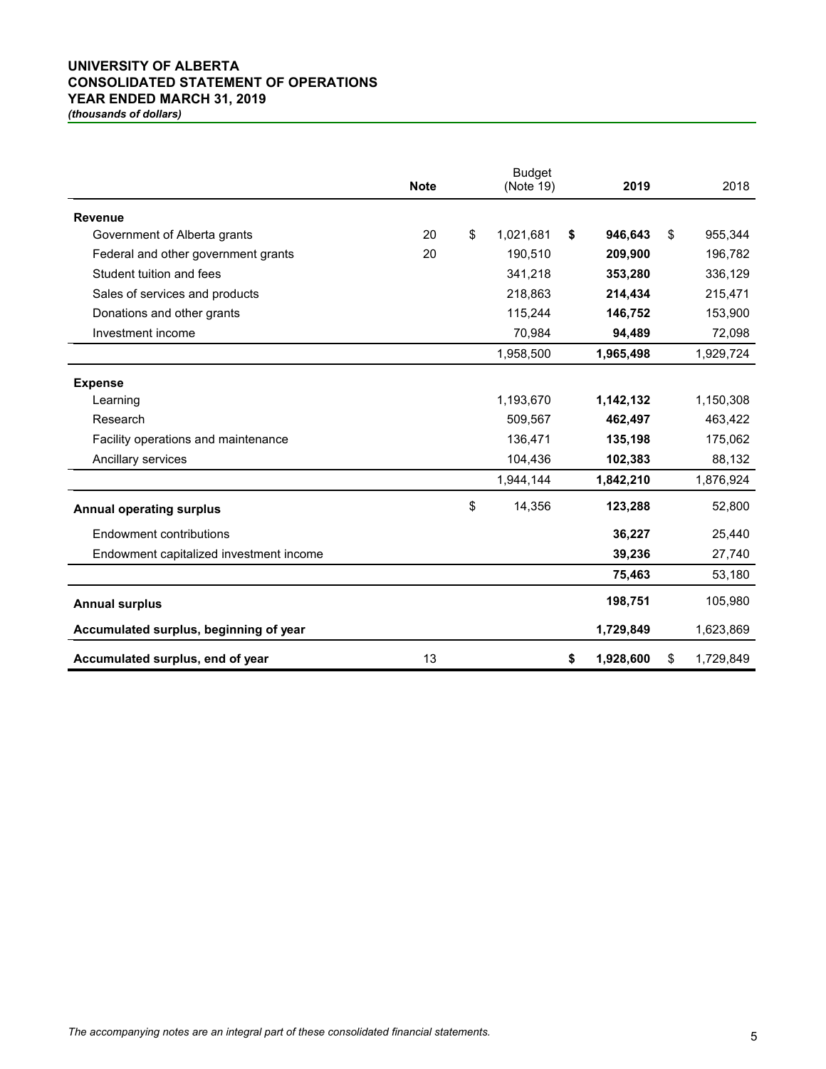**UNIVERSITY OF ALBERTA**
**CONSOLIDATED STATEMENT OF OPERATIONS**
**YEAR ENDED MARCH 31, 2019**
***(thousands of dollars)***

| | Note | Budget (Note 19) | **2019** | 2018 |
|---|---|---|---|---|
| **Revenue** | | | | |
| Government of Alberta grants | 20 | $ 1,021,681 | **$ 946,643** | $ 955,344 |
| Federal and other government grants | 20 | 190,510 | **209,900** | 196,782 |
| Student tuition and fees | | 341,218 | **353,280** | 336,129 |
| Sales of services and products | | 218,863 | **214,434** | 215,471 |
| Donations and other grants | | 115,244 | **146,752** | 153,900 |
| Investment income | | 70,984 | **94,489** | 72,098 |
| | | 1,958,500 | **1,965,498** | 1,929,724 |
| **Expense** | | | | |
| Learning | | 1,193,670 | **1,142,132** | 1,150,308 |
| Research | | 509,567 | **462,497** | 463,422 |
| Facility operations and maintenance | | 136,471 | **135,198** | 175,062 |
| Ancillary services | | 104,436 | **102,383** | 88,132 |
| | | 1,944,144 | **1,842,210** | 1,876,924 |
| **Annual operating surplus** | | $ 14,356 | **123,288** | 52,800 |
| Endowment contributions | | | **36,227** | 25,440 |
| Endowment capitalized investment income | | | **39,236** | 27,740 |
| | | | **75,463** | 53,180 |
| **Annual surplus** | | | **198,751** | 105,980 |
| **Accumulated surplus, beginning of year** | | | **1,729,849** | 1,623,869 |
| **Accumulated surplus, end of year** | 13 | | **$ 1,928,600** | $ 1,729,849 |

*The accompanying notes are an integral part of these consolidated financial statements.*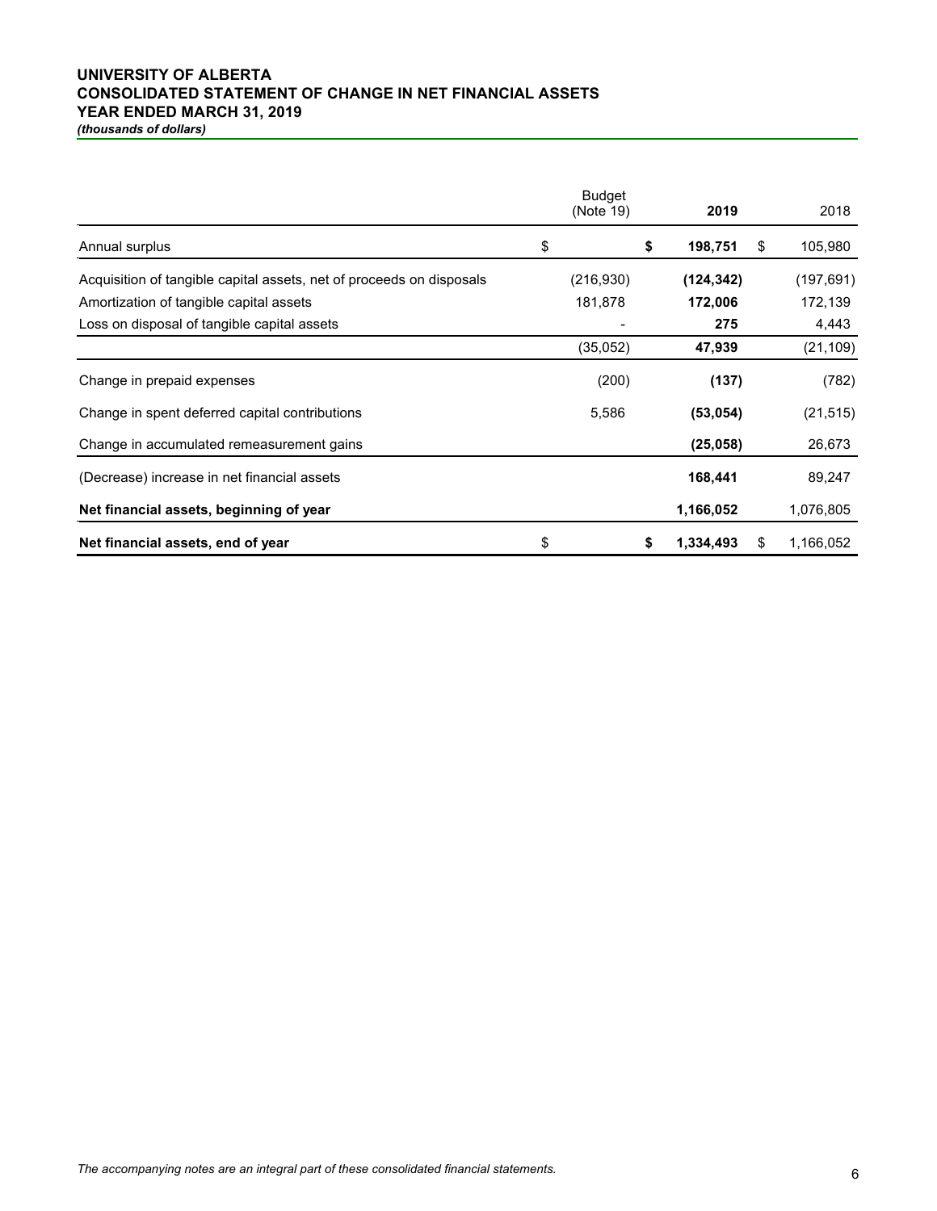**UNIVERSITY OF ALBERTA**
**CONSOLIDATED STATEMENT OF CHANGE IN NET FINANCIAL ASSETS**
**YEAR ENDED MARCH 31, 2019**
***(thousands of dollars)***

| | Budget (Note 19) | **2019** | 2018 |
|---|---|---|---|
| Annual surplus | $ | **$ 198,751** | $ 105,980 |
| Acquisition of tangible capital assets, net of proceeds on disposals | (216,930) | **(124,342)** | (197,691) |
| Amortization of tangible capital assets | 181,878 | **172,006** | 172,139 |
| Loss on disposal of tangible capital assets | - | **275** | 4,443 |
| | (35,052) | **47,939** | (21,109) |
| Change in prepaid expenses | (200) | **(137)** | (782) |
| Change in spent deferred capital contributions | 5,586 | **(53,054)** | (21,515) |
| Change in accumulated remeasurement gains | | **(25,058)** | 26,673 |
| (Decrease) increase in net financial assets | | **168,441** | 89,247 |
| **Net financial assets, beginning of year** | | **1,166,052** | 1,076,805 |
| **Net financial assets, end of year** | $ | **$ 1,334,493** | $ 1,166,052 |

*The accompanying notes are an integral part of these consolidated financial statements.*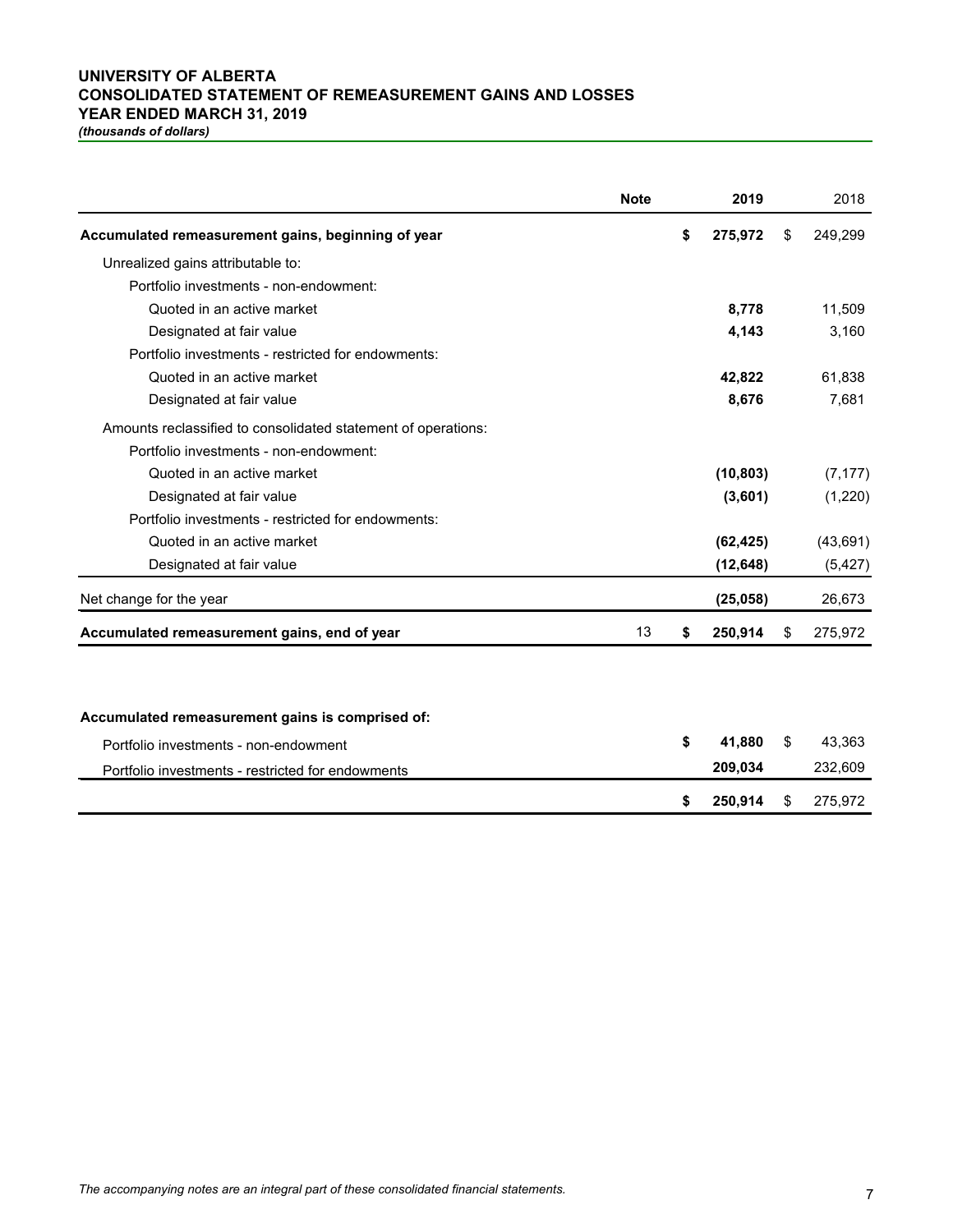# UNIVERSITY OF ALBERTA
## CONSOLIDATED STATEMENT OF REMEASUREMENT GAINS AND LOSSES
## YEAR ENDED MARCH 31, 2019
*(thousands of dollars)*

| | Note | 2019 | 2018 |
|---|---|---|---|
| **Accumulated remeasurement gains, beginning of year** | | **$ 275,972** | $ 249,299 |
| Unrealized gains attributable to: | | | |
| Portfolio investments - non-endowment: | | | |
| Quoted in an active market | | **8,778** | 11,509 |
| Designated at fair value | | **4,143** | 3,160 |
| Portfolio investments - restricted for endowments: | | | |
| Quoted in an active market | | **42,822** | 61,838 |
| Designated at fair value | | **8,676** | 7,681 |
| Amounts reclassified to consolidated statement of operations: | | | |
| Portfolio investments - non-endowment: | | | |
| Quoted in an active market | | **(10,803)** | (7,177) |
| Designated at fair value | | **(3,601)** | (1,220) |
| Portfolio investments - restricted for endowments: | | | |
| Quoted in an active market | | **(62,425)** | (43,691) |
| Designated at fair value | | **(12,648)** | (5,427) |
| Net change for the year | | **(25,058)** | 26,673 |
| **Accumulated remeasurement gains, end of year** | 13 | **$ 250,914** | $ 275,972 |

| **Accumulated remeasurement gains is comprised of:** | 2019 | 2018 |
|---|---|---|
| Portfolio investments - non-endowment | **$ 41,880** | $ 43,363 |
| Portfolio investments - restricted for endowments | **209,034** | 232,609 |
| | **$ 250,914** | $ 275,972 |

*The accompanying notes are an integral part of these consolidated financial statements.*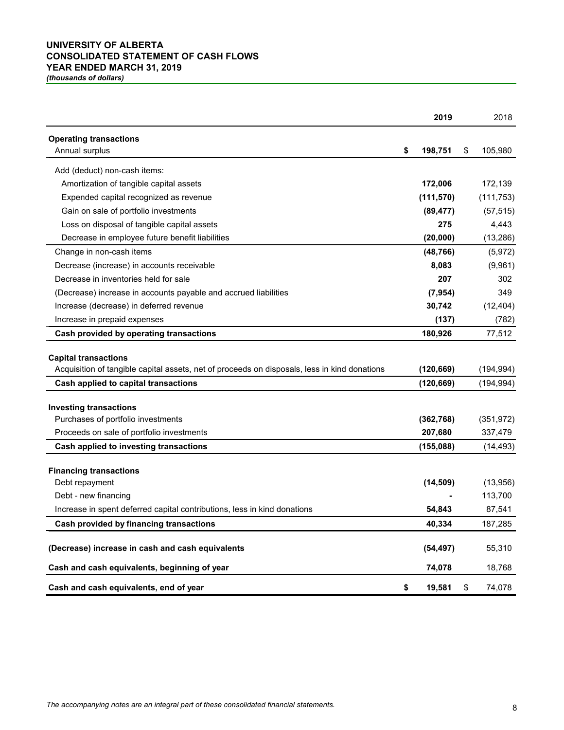# UNIVERSITY OF ALBERTA
# CONSOLIDATED STATEMENT OF CASH FLOWS
# YEAR ENDED MARCH 31, 2019

*(thousands of dollars)*

| | 2019 | 2018 |
|---|---|---|
| **Operating transactions** | | |
| Annual surplus | **$ 198,751** | $ 105,980 |
| Add (deduct) non-cash items: | | |
| Amortization of tangible capital assets | **172,006** | 172,139 |
| Expended capital recognized as revenue | **(111,570)** | (111,753) |
| Gain on sale of portfolio investments | **(89,477)** | (57,515) |
| Loss on disposal of tangible capital assets | **275** | 4,443 |
| Decrease in employee future benefit liabilities | **(20,000)** | (13,286) |
| Change in non-cash items | **(48,766)** | (5,972) |
| Decrease (increase) in accounts receivable | **8,083** | (9,961) |
| Decrease in inventories held for sale | **207** | 302 |
| (Decrease) increase in accounts payable and accrued liabilities | **(7,954)** | 349 |
| Increase (decrease) in deferred revenue | **30,742** | (12,404) |
| Increase in prepaid expenses | **(137)** | (782) |
| **Cash provided by operating transactions** | **180,926** | 77,512 |
| **Capital transactions** | | |
| Acquisition of tangible capital assets, net of proceeds on disposals, less in kind donations | **(120,669)** | (194,994) |
| **Cash applied to capital transactions** | **(120,669)** | (194,994) |
| **Investing transactions** | | |
| Purchases of portfolio investments | **(362,768)** | (351,972) |
| Proceeds on sale of portfolio investments | **207,680** | 337,479 |
| **Cash applied to investing transactions** | **(155,088)** | (14,493) |
| **Financing transactions** | | |
| Debt repayment | **(14,509)** | (13,956) |
| Debt - new financing | **-** | 113,700 |
| Increase in spent deferred capital contributions, less in kind donations | **54,843** | 87,541 |
| **Cash provided by financing transactions** | **40,334** | 187,285 |
| **(Decrease) increase in cash and cash equivalents** | **(54,497)** | 55,310 |
| **Cash and cash equivalents, beginning of year** | **74,078** | 18,768 |
| **Cash and cash equivalents, end of year** | **$ 19,581** | $ 74,078 |

*The accompanying notes are an integral part of these consolidated financial statements.*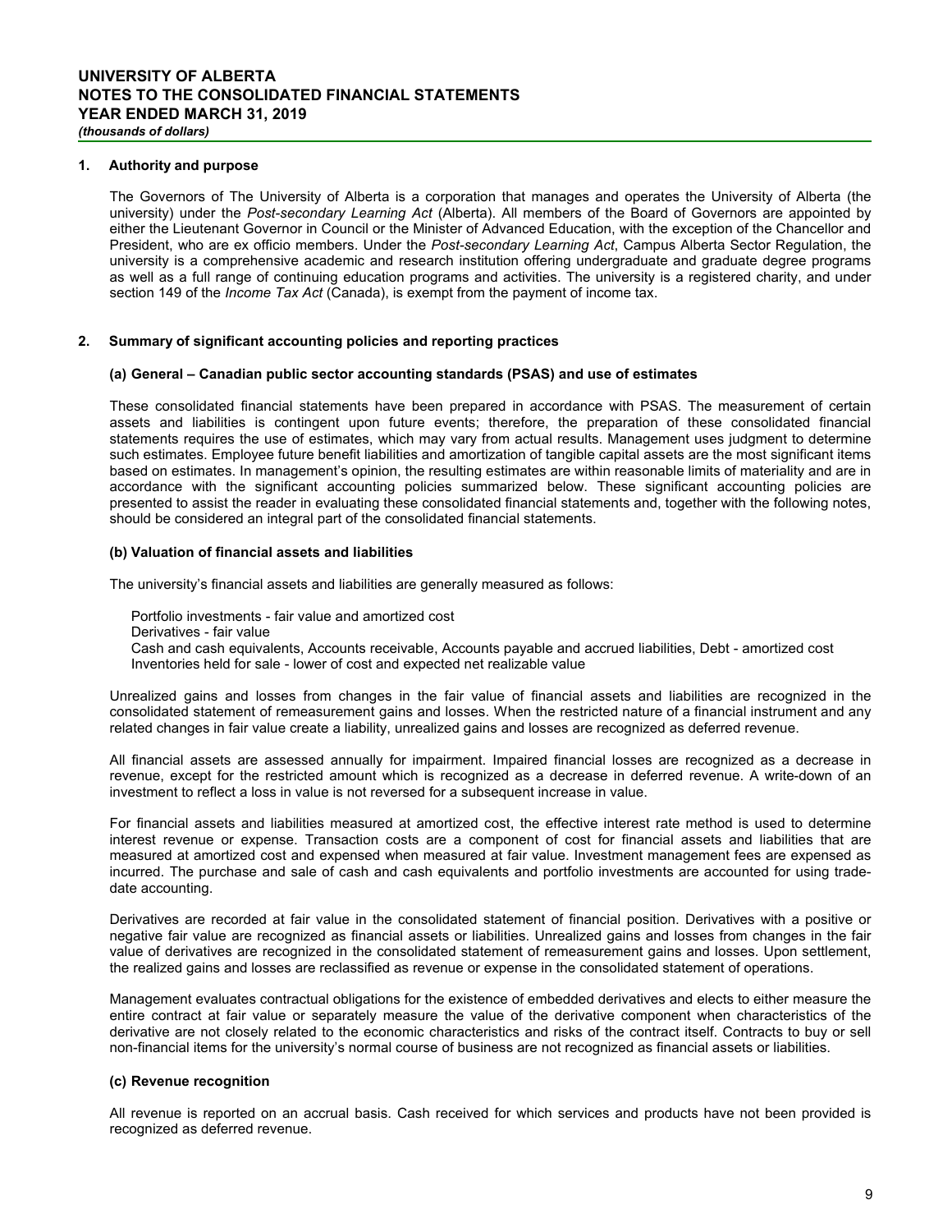## 1. Authority and purpose

The Governors of The University of Alberta is a corporation that manages and operates the University of Alberta (the university) under the *Post-secondary Learning Act* (Alberta). All members of the Board of Governors are appointed by either the Lieutenant Governor in Council or the Minister of Advanced Education, with the exception of the Chancellor and President, who are ex officio members. Under the *Post-secondary Learning Act*, Campus Alberta Sector Regulation, the university is a comprehensive academic and research institution offering undergraduate and graduate degree programs as well as a full range of continuing education programs and activities. The university is a registered charity, and under section 149 of the *Income Tax Act* (Canada), is exempt from the payment of income tax.

## 2. Summary of significant accounting policies and reporting practices

### (a) General – Canadian public sector accounting standards (PSAS) and use of estimates

These consolidated financial statements have been prepared in accordance with PSAS. The measurement of certain assets and liabilities is contingent upon future events; therefore, the preparation of these consolidated financial statements requires the use of estimates, which may vary from actual results. Management uses judgment to determine such estimates. Employee future benefit liabilities and amortization of tangible capital assets are the most significant items based on estimates. In management's opinion, the resulting estimates are within reasonable limits of materiality and are in accordance with the significant accounting policies summarized below. These significant accounting policies are presented to assist the reader in evaluating these consolidated financial statements and, together with the following notes, should be considered an integral part of the consolidated financial statements.

### (b) Valuation of financial assets and liabilities

The university's financial assets and liabilities are generally measured as follows:

Portfolio investments - fair value and amortized cost
Derivatives - fair value
Cash and cash equivalents, Accounts receivable, Accounts payable and accrued liabilities, Debt - amortized cost
Inventories held for sale - lower of cost and expected net realizable value

Unrealized gains and losses from changes in the fair value of financial assets and liabilities are recognized in the consolidated statement of remeasurement gains and losses. When the restricted nature of a financial instrument and any related changes in fair value create a liability, unrealized gains and losses are recognized as deferred revenue.

All financial assets are assessed annually for impairment. Impaired financial losses are recognized as a decrease in revenue, except for the restricted amount which is recognized as a decrease in deferred revenue. A write-down of an investment to reflect a loss in value is not reversed for a subsequent increase in value.

For financial assets and liabilities measured at amortized cost, the effective interest rate method is used to determine interest revenue or expense. Transaction costs are a component of cost for financial assets and liabilities that are measured at amortized cost and expensed when measured at fair value. Investment management fees are expensed as incurred. The purchase and sale of cash and cash equivalents and portfolio investments are accounted for using trade-date accounting.

Derivatives are recorded at fair value in the consolidated statement of financial position. Derivatives with a positive or negative fair value are recognized as financial assets or liabilities. Unrealized gains and losses from changes in the fair value of derivatives are recognized in the consolidated statement of remeasurement gains and losses. Upon settlement, the realized gains and losses are reclassified as revenue or expense in the consolidated statement of operations.

Management evaluates contractual obligations for the existence of embedded derivatives and elects to either measure the entire contract at fair value or separately measure the value of the derivative component when characteristics of the derivative are not closely related to the economic characteristics and risks of the contract itself. Contracts to buy or sell non-financial items for the university's normal course of business are not recognized as financial assets or liabilities.

### (c) Revenue recognition

All revenue is reported on an accrual basis. Cash received for which services and products have not been provided is recognized as deferred revenue.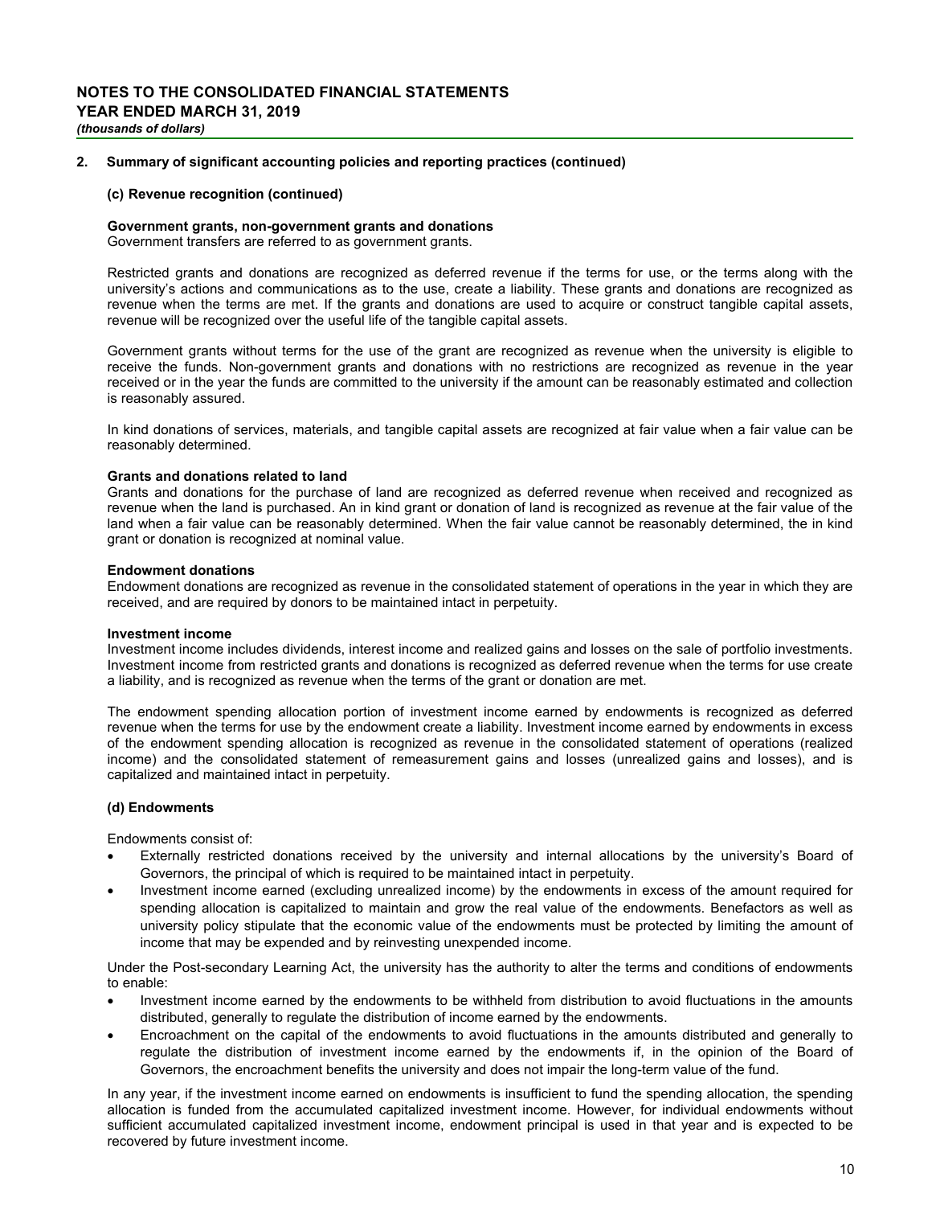## 2. Summary of significant accounting policies and reporting practices (continued)

### (c) Revenue recognition (continued)

**Government grants, non-government grants and donations**
Government transfers are referred to as government grants.

Restricted grants and donations are recognized as deferred revenue if the terms for use, or the terms along with the university's actions and communications as to the use, create a liability. These grants and donations are recognized as revenue when the terms are met. If the grants and donations are used to acquire or construct tangible capital assets, revenue will be recognized over the useful life of the tangible capital assets.

Government grants without terms for the use of the grant are recognized as revenue when the university is eligible to receive the funds. Non-government grants and donations with no restrictions are recognized as revenue in the year received or in the year the funds are committed to the university if the amount can be reasonably estimated and collection is reasonably assured.

In kind donations of services, materials, and tangible capital assets are recognized at fair value when a fair value can be reasonably determined.

**Grants and donations related to land**
Grants and donations for the purchase of land are recognized as deferred revenue when received and recognized as revenue when the land is purchased. An in kind grant or donation of land is recognized as revenue at the fair value of the land when a fair value can be reasonably determined. When the fair value cannot be reasonably determined, the in kind grant or donation is recognized at nominal value.

**Endowment donations**
Endowment donations are recognized as revenue in the consolidated statement of operations in the year in which they are received, and are required by donors to be maintained intact in perpetuity.

**Investment income**
Investment income includes dividends, interest income and realized gains and losses on the sale of portfolio investments. Investment income from restricted grants and donations is recognized as deferred revenue when the terms for use create a liability, and is recognized as revenue when the terms of the grant or donation are met.

The endowment spending allocation portion of investment income earned by endowments is recognized as deferred revenue when the terms for use by the endowment create a liability. Investment income earned by endowments in excess of the endowment spending allocation is recognized as revenue in the consolidated statement of operations (realized income) and the consolidated statement of remeasurement gains and losses (unrealized gains and losses), and is capitalized and maintained intact in perpetuity.

### (d) Endowments

Endowments consist of:

- Externally restricted donations received by the university and internal allocations by the university's Board of Governors, the principal of which is required to be maintained intact in perpetuity.
- Investment income earned (excluding unrealized income) by the endowments in excess of the amount required for spending allocation is capitalized to maintain and grow the real value of the endowments. Benefactors as well as university policy stipulate that the economic value of the endowments must be protected by limiting the amount of income that may be expended and by reinvesting unexpended income.

Under the Post-secondary Learning Act, the university has the authority to alter the terms and conditions of endowments to enable:

- Investment income earned by the endowments to be withheld from distribution to avoid fluctuations in the amounts distributed, generally to regulate the distribution of income earned by the endowments.
- Encroachment on the capital of the endowments to avoid fluctuations in the amounts distributed and generally to regulate the distribution of investment income earned by the endowments if, in the opinion of the Board of Governors, the encroachment benefits the university and does not impair the long-term value of the fund.

In any year, if the investment income earned on endowments is insufficient to fund the spending allocation, the spending allocation is funded from the accumulated capitalized investment income. However, for individual endowments without sufficient accumulated capitalized investment income, endowment principal is used in that year and is expected to be recovered by future investment income.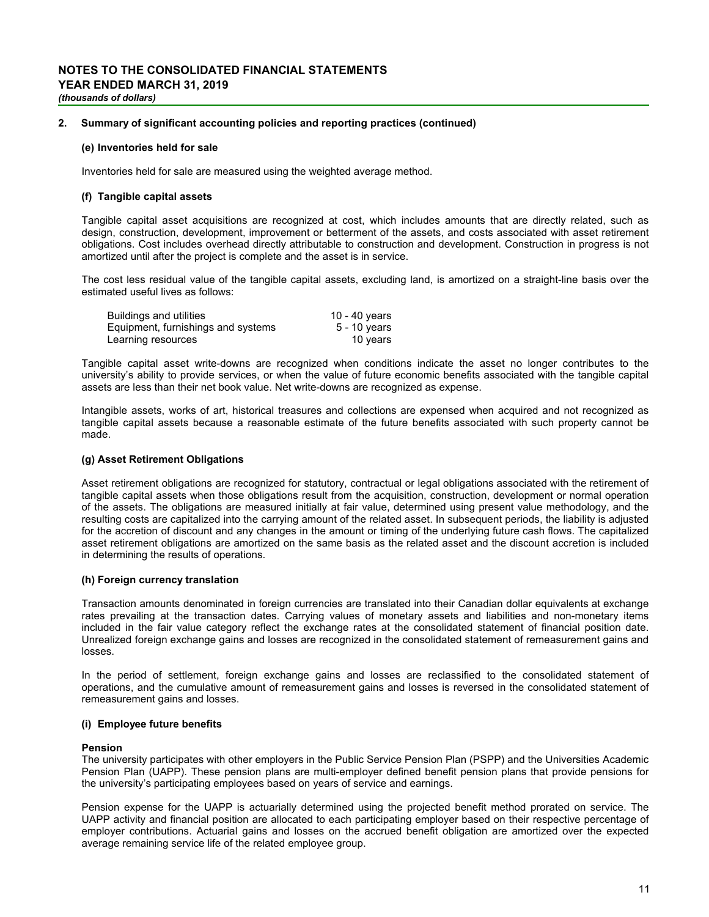# NOTES TO THE CONSOLIDATED FINANCIAL STATEMENTS
## YEAR ENDED MARCH 31, 2019
*(thousands of dollars)*

### 2. Summary of significant accounting policies and reporting practices (continued)

**(e) Inventories held for sale**

Inventories held for sale are measured using the weighted average method.

**(f) Tangible capital assets**

Tangible capital asset acquisitions are recognized at cost, which includes amounts that are directly related, such as design, construction, development, improvement or betterment of the assets, and costs associated with asset retirement obligations. Cost includes overhead directly attributable to construction and development. Construction in progress is not amortized until after the project is complete and the asset is in service.

The cost less residual value of the tangible capital assets, excluding land, is amortized on a straight-line basis over the estimated useful lives as follows:

| | |
|---|---|
| Buildings and utilities | 10 - 40 years |
| Equipment, furnishings and systems | 5 - 10 years |
| Learning resources | 10 years |

Tangible capital asset write-downs are recognized when conditions indicate the asset no longer contributes to the university's ability to provide services, or when the value of future economic benefits associated with the tangible capital assets are less than their net book value. Net write-downs are recognized as expense.

Intangible assets, works of art, historical treasures and collections are expensed when acquired and not recognized as tangible capital assets because a reasonable estimate of the future benefits associated with such property cannot be made.

**(g) Asset Retirement Obligations**

Asset retirement obligations are recognized for statutory, contractual or legal obligations associated with the retirement of tangible capital assets when those obligations result from the acquisition, construction, development or normal operation of the assets. The obligations are measured initially at fair value, determined using present value methodology, and the resulting costs are capitalized into the carrying amount of the related asset. In subsequent periods, the liability is adjusted for the accretion of discount and any changes in the amount or timing of the underlying future cash flows. The capitalized asset retirement obligations are amortized on the same basis as the related asset and the discount accretion is included in determining the results of operations.

**(h) Foreign currency translation**

Transaction amounts denominated in foreign currencies are translated into their Canadian dollar equivalents at exchange rates prevailing at the transaction dates. Carrying values of monetary assets and liabilities and non-monetary items included in the fair value category reflect the exchange rates at the consolidated statement of financial position date. Unrealized foreign exchange gains and losses are recognized in the consolidated statement of remeasurement gains and losses.

In the period of settlement, foreign exchange gains and losses are reclassified to the consolidated statement of operations, and the cumulative amount of remeasurement gains and losses is reversed in the consolidated statement of remeasurement gains and losses.

**(i) Employee future benefits**

**Pension**

The university participates with other employers in the Public Service Pension Plan (PSPP) and the Universities Academic Pension Plan (UAPP). These pension plans are multi-employer defined benefit pension plans that provide pensions for the university's participating employees based on years of service and earnings.

Pension expense for the UAPP is actuarially determined using the projected benefit method prorated on service. The UAPP activity and financial position are allocated to each participating employer based on their respective percentage of employer contributions. Actuarial gains and losses on the accrued benefit obligation are amortized over the expected average remaining service life of the related employee group.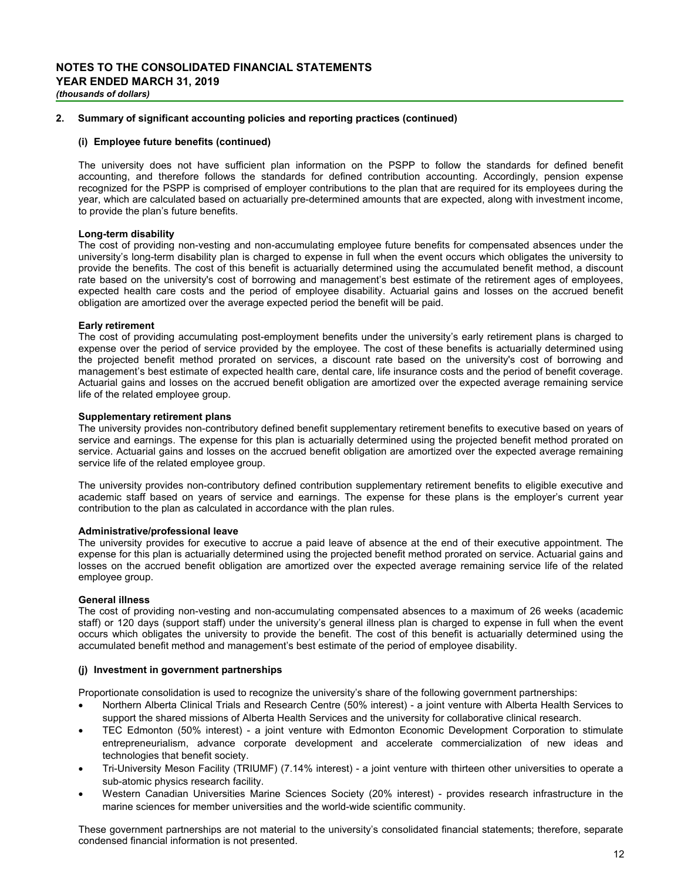# NOTES TO THE CONSOLIDATED FINANCIAL STATEMENTS
## YEAR ENDED MARCH 31, 2019
*(thousands of dollars)*

### 2. Summary of significant accounting policies and reporting practices (continued)

#### (i) Employee future benefits (continued)

The university does not have sufficient plan information on the PSPP to follow the standards for defined benefit accounting, and therefore follows the standards for defined contribution accounting. Accordingly, pension expense recognized for the PSPP is comprised of employer contributions to the plan that are required for its employees during the year, which are calculated based on actuarially pre-determined amounts that are expected, along with investment income, to provide the plan's future benefits.

**Long-term disability**
The cost of providing non-vesting and non-accumulating employee future benefits for compensated absences under the university's long-term disability plan is charged to expense in full when the event occurs which obligates the university to provide the benefits. The cost of this benefit is actuarially determined using the accumulated benefit method, a discount rate based on the university's cost of borrowing and management's best estimate of the retirement ages of employees, expected health care costs and the period of employee disability. Actuarial gains and losses on the accrued benefit obligation are amortized over the average expected period the benefit will be paid.

**Early retirement**
The cost of providing accumulating post-employment benefits under the university's early retirement plans is charged to expense over the period of service provided by the employee. The cost of these benefits is actuarially determined using the projected benefit method prorated on services, a discount rate based on the university's cost of borrowing and management's best estimate of expected health care, dental care, life insurance costs and the period of benefit coverage. Actuarial gains and losses on the accrued benefit obligation are amortized over the expected average remaining service life of the related employee group.

**Supplementary retirement plans**
The university provides non-contributory defined benefit supplementary retirement benefits to executive based on years of service and earnings. The expense for this plan is actuarially determined using the projected benefit method prorated on service. Actuarial gains and losses on the accrued benefit obligation are amortized over the expected average remaining service life of the related employee group.

The university provides non-contributory defined contribution supplementary retirement benefits to eligible executive and academic staff based on years of service and earnings. The expense for these plans is the employer's current year contribution to the plan as calculated in accordance with the plan rules.

**Administrative/professional leave**
The university provides for executive to accrue a paid leave of absence at the end of their executive appointment. The expense for this plan is actuarially determined using the projected benefit method prorated on service. Actuarial gains and losses on the accrued benefit obligation are amortized over the expected average remaining service life of the related employee group.

**General illness**
The cost of providing non-vesting and non-accumulating compensated absences to a maximum of 26 weeks (academic staff) or 120 days (support staff) under the university's general illness plan is charged to expense in full when the event occurs which obligates the university to provide the benefit. The cost of this benefit is actuarially determined using the accumulated benefit method and management's best estimate of the period of employee disability.

#### (j) Investment in government partnerships

Proportionate consolidation is used to recognize the university's share of the following government partnerships:

- Northern Alberta Clinical Trials and Research Centre (50% interest) - a joint venture with Alberta Health Services to support the shared missions of Alberta Health Services and the university for collaborative clinical research.
- TEC Edmonton (50% interest) - a joint venture with Edmonton Economic Development Corporation to stimulate entrepreneurialism, advance corporate development and accelerate commercialization of new ideas and technologies that benefit society.
- Tri-University Meson Facility (TRIUMF) (7.14% interest) - a joint venture with thirteen other universities to operate a sub-atomic physics research facility.
- Western Canadian Universities Marine Sciences Society (20% interest) - provides research infrastructure in the marine sciences for member universities and the world-wide scientific community.

These government partnerships are not material to the university's consolidated financial statements; therefore, separate condensed financial information is not presented.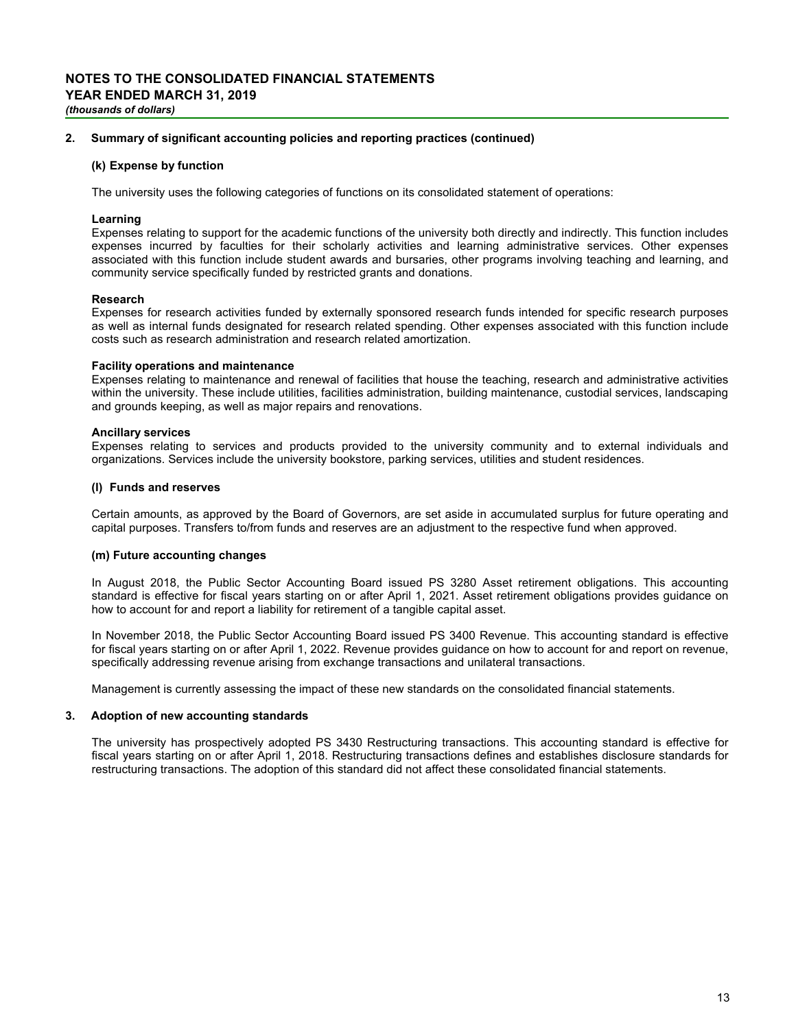# NOTES TO THE CONSOLIDATED FINANCIAL STATEMENTS
## YEAR ENDED MARCH 31, 2019
*(thousands of dollars)*

## 2. Summary of significant accounting policies and reporting practices (continued)

### (k) Expense by function

The university uses the following categories of functions on its consolidated statement of operations:

**Learning**
Expenses relating to support for the academic functions of the university both directly and indirectly. This function includes expenses incurred by faculties for their scholarly activities and learning administrative services. Other expenses associated with this function include student awards and bursaries, other programs involving teaching and learning, and community service specifically funded by restricted grants and donations.

**Research**
Expenses for research activities funded by externally sponsored research funds intended for specific research purposes as well as internal funds designated for research related spending. Other expenses associated with this function include costs such as research administration and research related amortization.

**Facility operations and maintenance**
Expenses relating to maintenance and renewal of facilities that house the teaching, research and administrative activities within the university. These include utilities, facilities administration, building maintenance, custodial services, landscaping and grounds keeping, as well as major repairs and renovations.

**Ancillary services**
Expenses relating to services and products provided to the university community and to external individuals and organizations. Services include the university bookstore, parking services, utilities and student residences.

### (l) Funds and reserves

Certain amounts, as approved by the Board of Governors, are set aside in accumulated surplus for future operating and capital purposes. Transfers to/from funds and reserves are an adjustment to the respective fund when approved.

### (m) Future accounting changes

In August 2018, the Public Sector Accounting Board issued PS 3280 Asset retirement obligations. This accounting standard is effective for fiscal years starting on or after April 1, 2021. Asset retirement obligations provides guidance on how to account for and report a liability for retirement of a tangible capital asset.

In November 2018, the Public Sector Accounting Board issued PS 3400 Revenue. This accounting standard is effective for fiscal years starting on or after April 1, 2022. Revenue provides guidance on how to account for and report on revenue, specifically addressing revenue arising from exchange transactions and unilateral transactions.

Management is currently assessing the impact of these new standards on the consolidated financial statements.

## 3. Adoption of new accounting standards

The university has prospectively adopted PS 3430 Restructuring transactions. This accounting standard is effective for fiscal years starting on or after April 1, 2018. Restructuring transactions defines and establishes disclosure standards for restructuring transactions. The adoption of this standard did not affect these consolidated financial statements.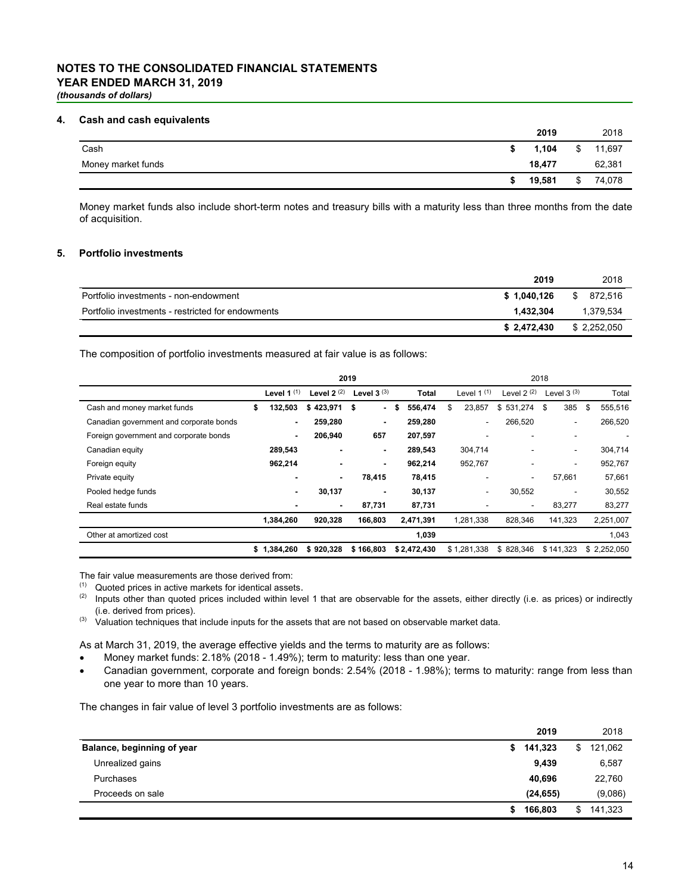# NOTES TO THE CONSOLIDATED FINANCIAL STATEMENTS
## YEAR ENDED MARCH 31, 2019
*(thousands of dollars)*

### 4. Cash and cash equivalents

| | 2019 | 2018 |
|---|---|---|
| Cash | **$ 1,104** | $ 11,697 |
| Money market funds | **18,477** | 62,381 |
| | **$ 19,581** | $ 74,078 |

Money market funds also include short-term notes and treasury bills with a maturity less than three months from the date of acquisition.

### 5. Portfolio investments

| | 2019 | 2018 |
|---|---|---|
| Portfolio investments - non-endowment | **$ 1,040,126** | $ 872,516 |
| Portfolio investments - restricted for endowments | **1,432,304** | 1,379,534 |
| | **$ 2,472,430** | $ 2,252,050 |

The composition of portfolio investments measured at fair value is as follows:

| | 2019 | | | | 2018 | | | |
|---|---|---|---|---|---|---|---|---|
| | Level 1 [(1)] | Level 2 [(2)] | Level 3 [(3)] | Total | Level 1 [(1)] | Level 2 [(2)] | Level 3 [(3)] | Total |
| Cash and money market funds | **$ 132,503** | **$ 423,971** | **$ -** | **$ 556,474** | $ 23,857 | $ 531,274 | $ 385 | $ 555,516 |
| Canadian government and corporate bonds | **-** | **259,280** | **-** | **259,280** | - | 266,520 | - | 266,520 |
| Foreign government and corporate bonds | **-** | **206,940** | **657** | **207,597** | - | - | - | - |
| Canadian equity | **289,543** | **-** | **-** | **289,543** | 304,714 | - | - | 304,714 |
| Foreign equity | **962,214** | **-** | **-** | **962,214** | 952,767 | - | - | 952,767 |
| Private equity | **-** | **-** | **78,415** | **78,415** | - | - | 57,661 | 57,661 |
| Pooled hedge funds | **-** | **30,137** | **-** | **30,137** | - | 30,552 | - | 30,552 |
| Real estate funds | **-** | **-** | **87,731** | **87,731** | - | - | 83,277 | 83,277 |
| | **1,384,260** | **920,328** | **166,803** | **2,471,391** | 1,281,338 | 828,346 | 141,323 | 2,251,007 |
| Other at amortized cost | | | | **1,039** | | | | 1,043 |
| | **$ 1,384,260** | **$ 920,328** | **$ 166,803** | **$ 2,472,430** | $ 1,281,338 | $ 828,346 | $ 141,323 | $ 2,252,050 |

The fair value measurements are those derived from:
[(1)] Quoted prices in active markets for identical assets.
[(2)] Inputs other than quoted prices included within level 1 that are observable for the assets, either directly (i.e. as prices) or indirectly (i.e. derived from prices).
[(3)] Valuation techniques that include inputs for the assets that are not based on observable market data.

As at March 31, 2019, the average effective yields and the terms to maturity are as follows:

- Money market funds: 2.18% (2018 - 1.49%); term to maturity: less than one year.
- Canadian government, corporate and foreign bonds: 2.54% (2018 - 1.98%); terms to maturity: range from less than one year to more than 10 years.

The changes in fair value of level 3 portfolio investments are as follows:

| | 2019 | 2018 |
|---|---|---|
| **Balance, beginning of year** | **$ 141,323** | $ 121,062 |
| Unrealized gains | **9,439** | 6,587 |
| Purchases | **40,696** | 22,760 |
| Proceeds on sale | **(24,655)** | (9,086) |
| | **$ 166,803** | $ 141,323 |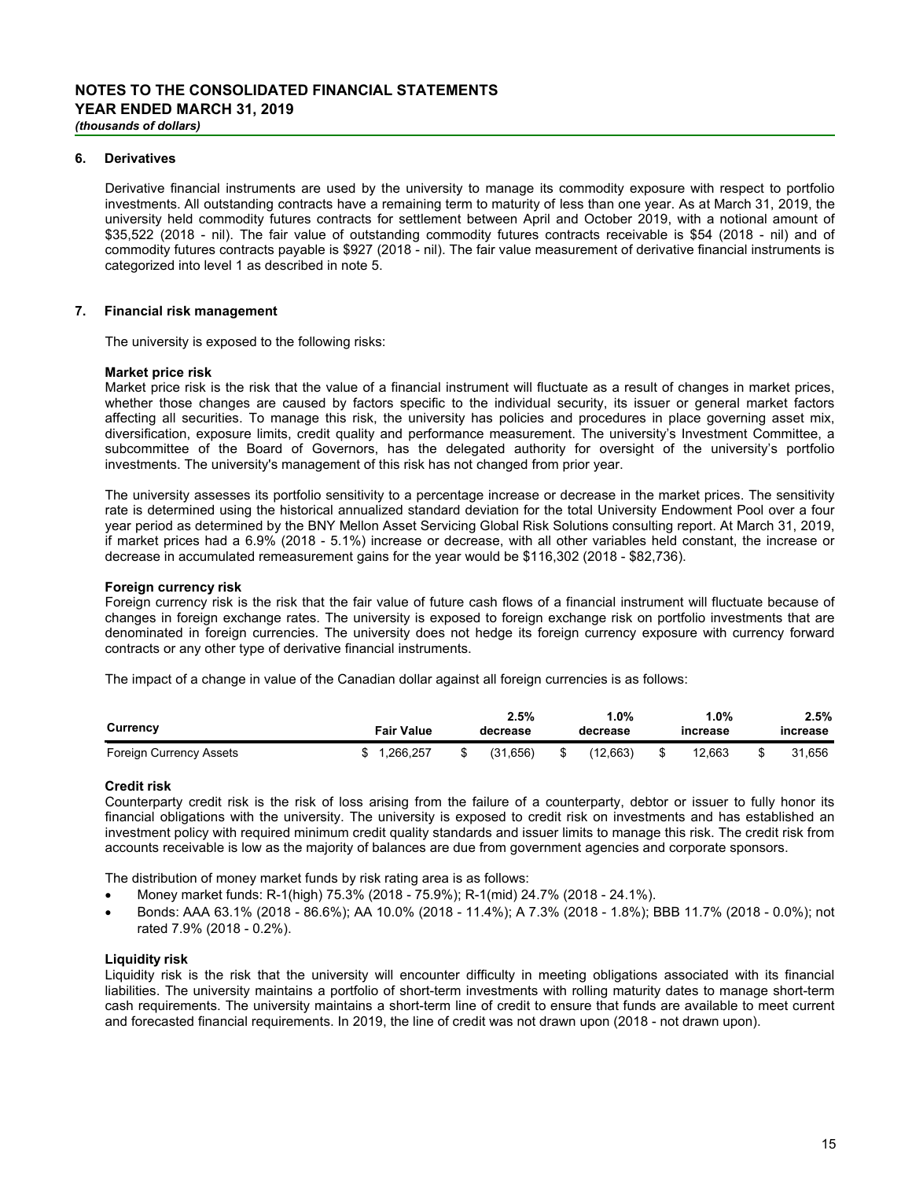# NOTES TO THE CONSOLIDATED FINANCIAL STATEMENTS
# YEAR ENDED MARCH 31, 2019
*(thousands of dollars)*

## 6. Derivatives

Derivative financial instruments are used by the university to manage its commodity exposure with respect to portfolio investments. All outstanding contracts have a remaining term to maturity of less than one year. As at March 31, 2019, the university held commodity futures contracts for settlement between April and October 2019, with a notional amount of $35,522 (2018 - nil). The fair value of outstanding commodity futures contracts receivable is $54 (2018 - nil) and of commodity futures contracts payable is $927 (2018 - nil). The fair value measurement of derivative financial instruments is categorized into level 1 as described in note 5.

## 7. Financial risk management

The university is exposed to the following risks:

**Market price risk**
Market price risk is the risk that the value of a financial instrument will fluctuate as a result of changes in market prices, whether those changes are caused by factors specific to the individual security, its issuer or general market factors affecting all securities. To manage this risk, the university has policies and procedures in place governing asset mix, diversification, exposure limits, credit quality and performance measurement. The university's Investment Committee, a subcommittee of the Board of Governors, has the delegated authority for oversight of the university's portfolio investments. The university's management of this risk has not changed from prior year.

The university assesses its portfolio sensitivity to a percentage increase or decrease in the market prices. The sensitivity rate is determined using the historical annualized standard deviation for the total University Endowment Pool over a four year period as determined by the BNY Mellon Asset Servicing Global Risk Solutions consulting report. At March 31, 2019, if market prices had a 6.9% (2018 - 5.1%) increase or decrease, with all other variables held constant, the increase or decrease in accumulated remeasurement gains for the year would be $116,302 (2018 - $82,736).

**Foreign currency risk**
Foreign currency risk is the risk that the fair value of future cash flows of a financial instrument will fluctuate because of changes in foreign exchange rates. The university is exposed to foreign exchange risk on portfolio investments that are denominated in foreign currencies. The university does not hedge its foreign currency exposure with currency forward contracts or any other type of derivative financial instruments.

The impact of a change in value of the Canadian dollar against all foreign currencies is as follows:

| Currency | Fair Value | 2.5% decrease | 1.0% decrease | 1.0% increase | 2.5% increase |
|---|---|---|---|---|---|
| Foreign Currency Assets | $ 1,266,257 | $ (31,656) | $ (12,663) | $ 12,663 | $ 31,656 |

**Credit risk**
Counterparty credit risk is the risk of loss arising from the failure of a counterparty, debtor or issuer to fully honor its financial obligations with the university. The university is exposed to credit risk on investments and has established an investment policy with required minimum credit quality standards and issuer limits to manage this risk. The credit risk from accounts receivable is low as the majority of balances are due from government agencies and corporate sponsors.

The distribution of money market funds by risk rating area is as follows:

- Money market funds: R-1(high) 75.3% (2018 - 75.9%); R-1(mid) 24.7% (2018 - 24.1%).
- Bonds: AAA 63.1% (2018 - 86.6%); AA 10.0% (2018 - 11.4%); A 7.3% (2018 - 1.8%); BBB 11.7% (2018 - 0.0%); not rated 7.9% (2018 - 0.2%).

**Liquidity risk**
Liquidity risk is the risk that the university will encounter difficulty in meeting obligations associated with its financial liabilities. The university maintains a portfolio of short-term investments with rolling maturity dates to manage short-term cash requirements. The university maintains a short-term line of credit to ensure that funds are available to meet current and forecasted financial requirements. In 2019, the line of credit was not drawn upon (2018 - not drawn upon).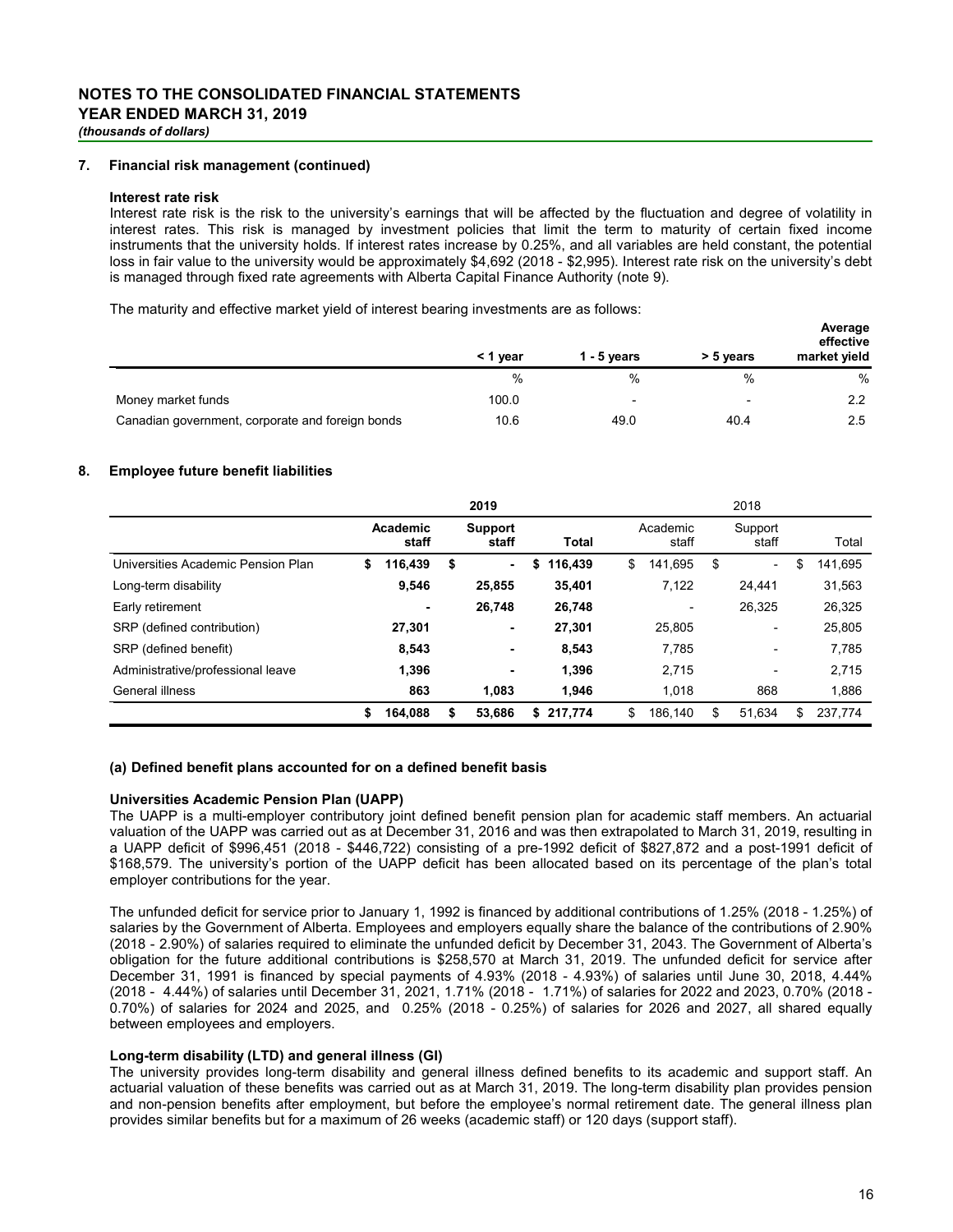## 7. Financial risk management (continued)

### Interest rate risk

Interest rate risk is the risk to the university's earnings that will be affected by the fluctuation and degree of volatility in interest rates. This risk is managed by investment policies that limit the term to maturity of certain fixed income instruments that the university holds. If interest rates increase by 0.25%, and all variables are held constant, the potential loss in fair value to the university would be approximately $4,692 (2018 - $2,995). Interest rate risk on the university's debt is managed through fixed rate agreements with Alberta Capital Finance Authority (note 9).

The maturity and effective market yield of interest bearing investments are as follows:

| | < 1 year | 1 - 5 years | > 5 years | Average effective market yield |
|---|---|---|---|---|
| | % | % | % | % |
| Money market funds | 100.0 | - | - | 2.2 |
| Canadian government, corporate and foreign bonds | 10.6 | 49.0 | 40.4 | 2.5 |

## 8. Employee future benefit liabilities

| | 2019 | | | 2018 | | |
|---|---|---|---|---|---|---|
| | **Academic staff** | **Support staff** | **Total** | Academic staff | Support staff | Total |
| Universities Academic Pension Plan | **$ 116,439** | **$ -** | **$ 116,439** | $ 141,695 | $ - | $ 141,695 |
| Long-term disability | **9,546** | **25,855** | **35,401** | 7,122 | 24,441 | 31,563 |
| Early retirement | **-** | **26,748** | **26,748** | - | 26,325 | 26,325 |
| SRP (defined contribution) | **27,301** | **-** | **27,301** | 25,805 | - | 25,805 |
| SRP (defined benefit) | **8,543** | **-** | **8,543** | 7,785 | - | 7,785 |
| Administrative/professional leave | **1,396** | **-** | **1,396** | 2,715 | - | 2,715 |
| General illness | **863** | **1,083** | **1,946** | 1,018 | 868 | 1,886 |
| | **$ 164,088** | **$ 53,686** | **$ 217,774** | $ 186,140 | $ 51,634 | $ 237,774 |

### (a) Defined benefit plans accounted for on a defined benefit basis

**Universities Academic Pension Plan (UAPP)**

The UAPP is a multi-employer contributory joint defined benefit pension plan for academic staff members. An actuarial valuation of the UAPP was carried out as at December 31, 2016 and was then extrapolated to March 31, 2019, resulting in a UAPP deficit of $996,451 (2018 - $446,722) consisting of a pre-1992 deficit of $827,872 and a post-1991 deficit of $168,579. The university's portion of the UAPP deficit has been allocated based on its percentage of the plan's total employer contributions for the year.

The unfunded deficit for service prior to January 1, 1992 is financed by additional contributions of 1.25% (2018 - 1.25%) of salaries by the Government of Alberta. Employees and employers equally share the balance of the contributions of 2.90% (2018 - 2.90%) of salaries required to eliminate the unfunded deficit by December 31, 2043. The Government of Alberta's obligation for the future additional contributions is $258,570 at March 31, 2019. The unfunded deficit for service after December 31, 1991 is financed by special payments of 4.93% (2018 - 4.93%) of salaries until June 30, 2018, 4.44% (2018 - 4.44%) of salaries until December 31, 2021, 1.71% (2018 - 1.71%) of salaries for 2022 and 2023, 0.70% (2018 - 0.70%) of salaries for 2024 and 2025, and 0.25% (2018 - 0.25%) of salaries for 2026 and 2027, all shared equally between employees and employers.

**Long-term disability (LTD) and general illness (GI)**

The university provides long-term disability and general illness defined benefits to its academic and support staff. An actuarial valuation of these benefits was carried out as at March 31, 2019. The long-term disability plan provides pension and non-pension benefits after employment, but before the employee's normal retirement date. The general illness plan provides similar benefits but for a maximum of 26 weeks (academic staff) or 120 days (support staff).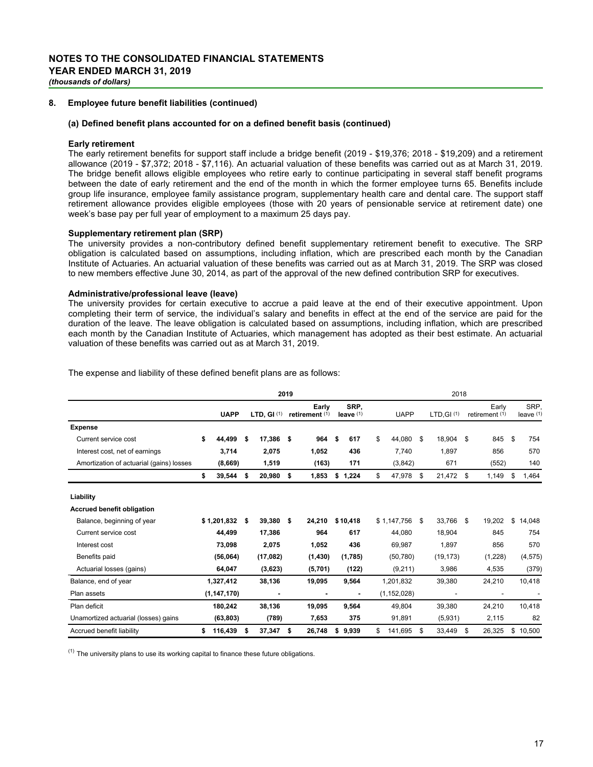## NOTES TO THE CONSOLIDATED FINANCIAL STATEMENTS
## YEAR ENDED MARCH 31, 2019
*(thousands of dollars)*

### 8. Employee future benefit liabilities (continued)

#### (a) Defined benefit plans accounted for on a defined benefit basis (continued)

**Early retirement**

The early retirement benefits for support staff include a bridge benefit (2019 - $19,376; 2018 - $19,209) and a retirement allowance (2019 - $7,372; 2018 - $7,116). An actuarial valuation of these benefits was carried out as at March 31, 2019. The bridge benefit allows eligible employees who retire early to continue participating in several staff benefit programs between the date of early retirement and the end of the month in which the former employee turns 65. Benefits include group life insurance, employee family assistance program, supplementary health care and dental care. The support staff retirement allowance provides eligible employees (those with 20 years of pensionable service at retirement date) one week's base pay per full year of employment to a maximum 25 days pay.

**Supplementary retirement plan (SRP)**

The university provides a non-contributory defined benefit supplementary retirement benefit to executive. The SRP obligation is calculated based on assumptions, including inflation, which are prescribed each month by the Canadian Institute of Actuaries. An actuarial valuation of these benefits was carried out as at March 31, 2019. The SRP was closed to new members effective June 30, 2014, as part of the approval of the new defined contribution SRP for executives.

**Administrative/professional leave (leave)**

The university provides for certain executive to accrue a paid leave at the end of their executive appointment. Upon completing their term of service, the individual's salary and benefits in effect at the end of the service are paid for the duration of the leave. The leave obligation is calculated based on assumptions, including inflation, which are prescribed each month by the Canadian Institute of Actuaries, which management has adopted as their best estimate. An actuarial valuation of these benefits was carried out as at March 31, 2019.

The expense and liability of these defined benefit plans are as follows:

| | 2019 | | | | 2018 | | | |
|---|---|---|---|---|---|---|---|---|
| | **UAPP** | **LTD, GI [1]** | **Early retirement [1]** | **SRP, leave [1]** | UAPP | LTD,GI [1] | Early retirement [1] | SRP, leave [1] |
| **Expense** | | | | | | | | |
| Current service cost | **$ 44,499** | **$ 17,386** | **$ 964** | **$ 617** | $ 44,080 | $ 18,904 | $ 845 | $ 754 |
| Interest cost, net of earnings | **3,714** | **2,075** | **1,052** | **436** | 7,740 | 1,897 | 856 | 570 |
| Amortization of actuarial (gains) losses | **(8,669)** | **1,519** | **(163)** | **171** | (3,842) | 671 | (552) | 140 |
| | **$ 39,544** | **$ 20,980** | **$ 1,853** | **$ 1,224** | $ 47,978 | $ 21,472 | $ 1,149 | $ 1,464 |
| **Liability** | | | | | | | | |
| **Accrued benefit obligation** | | | | | | | | |
| Balance, beginning of year | **$ 1,201,832** | **$ 39,380** | **$ 24,210** | **$ 10,418** | $ 1,147,756 | $ 33,766 | $ 19,202 | $ 14,048 |
| Current service cost | **44,499** | **17,386** | **964** | **617** | 44,080 | 18,904 | 845 | 754 |
| Interest cost | **73,098** | **2,075** | **1,052** | **436** | 69,987 | 1,897 | 856 | 570 |
| Benefits paid | **(56,064)** | **(17,082)** | **(1,430)** | **(1,785)** | (50,780) | (19,173) | (1,228) | (4,575) |
| Actuarial losses (gains) | **64,047** | **(3,623)** | **(5,701)** | **(122)** | (9,211) | 3,986 | 4,535 | (379) |
| Balance, end of year | **1,327,412** | **38,136** | **19,095** | **9,564** | 1,201,832 | 39,380 | 24,210 | 10,418 |
| Plan assets | **(1,147,170)** | **-** | **-** | **-** | (1,152,028) | - | - | - |
| Plan deficit | **180,242** | **38,136** | **19,095** | **9,564** | 49,804 | 39,380 | 24,210 | 10,418 |
| Unamortized actuarial (losses) gains | **(63,803)** | **(789)** | **7,653** | **375** | 91,891 | (5,931) | 2,115 | 82 |
| Accrued benefit liability | **$ 116,439** | **$ 37,347** | **$ 26,748** | **$ 9,939** | $ 141,695 | $ 33,449 | $ 26,325 | $ 10,500 |

[1] The university plans to use its working capital to finance these future obligations.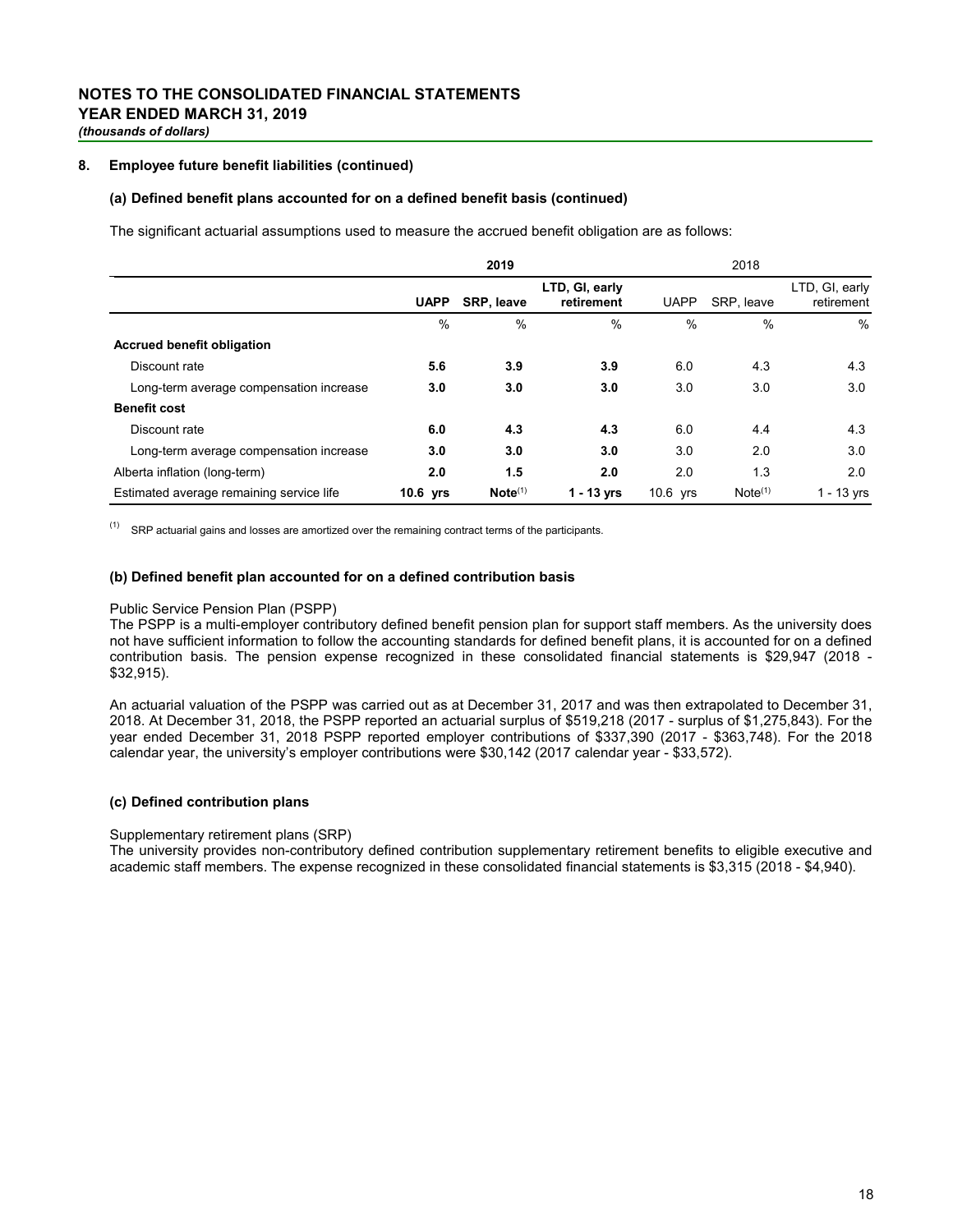## NOTES TO THE CONSOLIDATED FINANCIAL STATEMENTS
## YEAR ENDED MARCH 31, 2019
*(thousands of dollars)*

### 8. Employee future benefit liabilities (continued)

#### (a) Defined benefit plans accounted for on a defined benefit basis (continued)

The significant actuarial assumptions used to measure the accrued benefit obligation are as follows:

| | **2019** | | | 2018 | | |
|---|---|---|---|---|---|---|
| | **UAPP** | **SRP, leave** | **LTD, GI, early retirement** | UAPP | SRP, leave | LTD, GI, early retirement |
| | % | % | % | % | % | % |
| **Accrued benefit obligation** | | | | | | |
| Discount rate | **5.6** | **3.9** | **3.9** | 6.0 | 4.3 | 4.3 |
| Long-term average compensation increase | **3.0** | **3.0** | **3.0** | 3.0 | 3.0 | 3.0 |
| **Benefit cost** | | | | | | |
| Discount rate | **6.0** | **4.3** | **4.3** | 6.0 | 4.4 | 4.3 |
| Long-term average compensation increase | **3.0** | **3.0** | **3.0** | 3.0 | 2.0 | 3.0 |
| Alberta inflation (long-term) | **2.0** | **1.5** | **2.0** | 2.0 | 1.3 | 2.0 |
| Estimated average remaining service life | **10.6 yrs** | **Note(1)** | **1 - 13 yrs** | 10.6 yrs | Note(1) | 1 - 13 yrs |

(1) SRP actuarial gains and losses are amortized over the remaining contract terms of the participants.

#### (b) Defined benefit plan accounted for on a defined contribution basis

Public Service Pension Plan (PSPP)
The PSPP is a multi-employer contributory defined benefit pension plan for support staff members. As the university does not have sufficient information to follow the accounting standards for defined benefit plans, it is accounted for on a defined contribution basis. The pension expense recognized in these consolidated financial statements is $29,947 (2018 - $32,915).

An actuarial valuation of the PSPP was carried out as at December 31, 2017 and was then extrapolated to December 31, 2018. At December 31, 2018, the PSPP reported an actuarial surplus of $519,218 (2017 - surplus of $1,275,843). For the year ended December 31, 2018 PSPP reported employer contributions of $337,390 (2017 - $363,748). For the 2018 calendar year, the university's employer contributions were $30,142 (2017 calendar year - $33,572).

#### (c) Defined contribution plans

Supplementary retirement plans (SRP)
The university provides non-contributory defined contribution supplementary retirement benefits to eligible executive and academic staff members. The expense recognized in these consolidated financial statements is $3,315 (2018 - $4,940).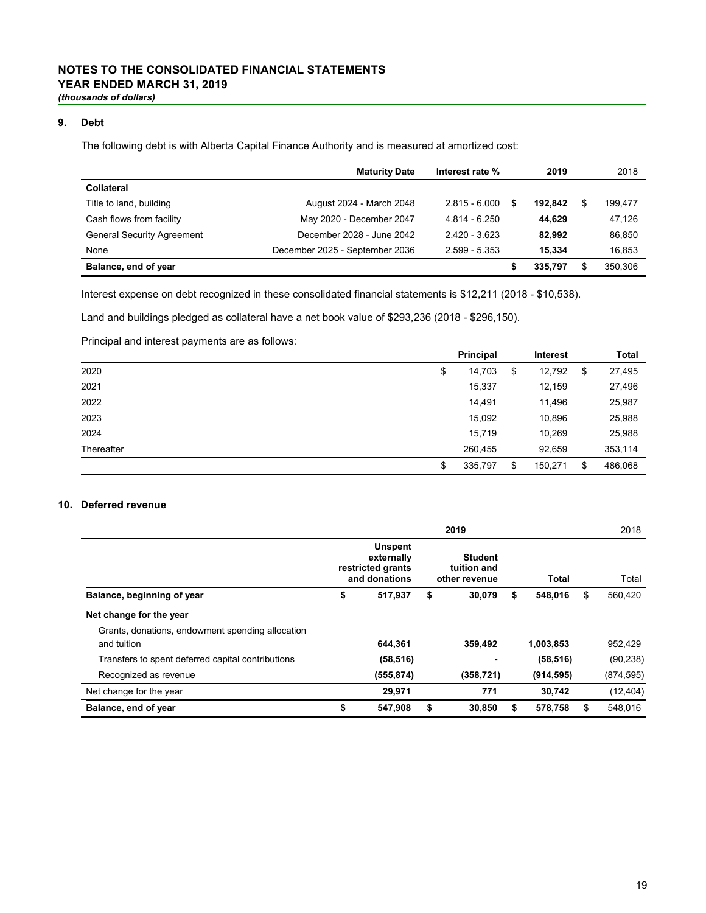# NOTES TO THE CONSOLIDATED FINANCIAL STATEMENTS
## YEAR ENDED MARCH 31, 2019
*(thousands of dollars)*

### 9. Debt

The following debt is with Alberta Capital Finance Authority and is measured at amortized cost:

| | Maturity Date | Interest rate % | 2019 | 2018 |
|---|---|---|---|---|
| **Collateral** | | | | |
| Title to land, building | August 2024 - March 2048 | 2.815 - 6.000 | **$ 192,842** | $ 199,477 |
| Cash flows from facility | May 2020 - December 2047 | 4.814 - 6.250 | **44,629** | 47,126 |
| General Security Agreement | December 2028 - June 2042 | 2.420 - 3.623 | **82,992** | 86,850 |
| None | December 2025 - September 2036 | 2.599 - 5.353 | **15,334** | 16,853 |
| **Balance, end of year** | | | **$ 335,797** | $ 350,306 |

Interest expense on debt recognized in these consolidated financial statements is $12,211 (2018 - $10,538).

Land and buildings pledged as collateral have a net book value of $293,236 (2018 - $296,150).

Principal and interest payments are as follows:

| | Principal | Interest | Total |
|---|---|---|---|
| 2020 | $ 14,703 | $ 12,792 | $ 27,495 |
| 2021 | 15,337 | 12,159 | 27,496 |
| 2022 | 14,491 | 11,496 | 25,987 |
| 2023 | 15,092 | 10,896 | 25,988 |
| 2024 | 15,719 | 10,269 | 25,988 |
| Thereafter | 260,455 | 92,659 | 353,114 |
| | $ 335,797 | $ 150,271 | $ 486,068 |

### 10. Deferred revenue

| | 2019 | | | 2018 |
|---|---|---|---|---|
| | **Unspent externally restricted grants and donations** | **Student tuition and other revenue** | **Total** | Total |
| **Balance, beginning of year** | **$ 517,937** | **$ 30,079** | **$ 548,016** | $ 560,420 |
| **Net change for the year** | | | | |
| Grants, donations, endowment spending allocation and tuition | **644,361** | **359,492** | **1,003,853** | 952,429 |
| Transfers to spent deferred capital contributions | **(58,516)** | **-** | **(58,516)** | (90,238) |
| Recognized as revenue | **(555,874)** | **(358,721)** | **(914,595)** | (874,595) |
| Net change for the year | **29,971** | **771** | **30,742** | (12,404) |
| **Balance, end of year** | **$ 547,908** | **$ 30,850** | **$ 578,758** | $ 548,016 |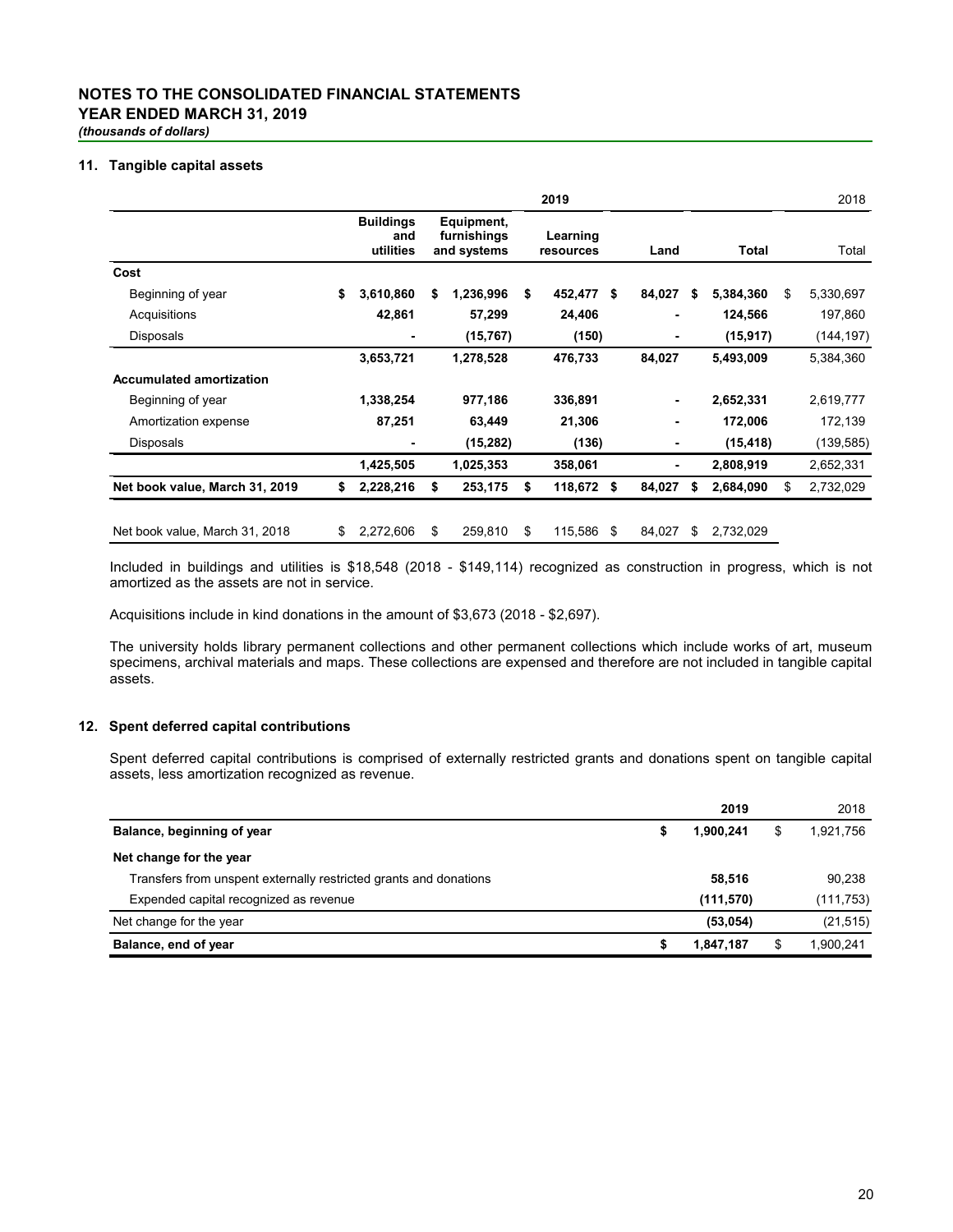# NOTES TO THE CONSOLIDATED FINANCIAL STATEMENTS
## YEAR ENDED MARCH 31, 2019
*(thousands of dollars)*

### 11. Tangible capital assets

| | 2019 | | | | | 2018 |
|---|---|---|---|---|---|---|
| | **Buildings and utilities** | **Equipment, furnishings and systems** | **Learning resources** | **Land** | **Total** | Total |
| **Cost** | | | | | | |
| Beginning of year | **$ 3,610,860** | **$ 1,236,996** | **$ 452,477** | **$ 84,027** | **$ 5,384,360** | $ 5,330,697 |
| Acquisitions | **42,861** | **57,299** | **24,406** | **-** | **124,566** | 197,860 |
| Disposals | **-** | **(15,767)** | **(150)** | **-** | **(15,917)** | (144,197) |
| | **3,653,721** | **1,278,528** | **476,733** | **84,027** | **5,493,009** | 5,384,360 |
| **Accumulated amortization** | | | | | | |
| Beginning of year | **1,338,254** | **977,186** | **336,891** | **-** | **2,652,331** | 2,619,777 |
| Amortization expense | **87,251** | **63,449** | **21,306** | **-** | **172,006** | 172,139 |
| Disposals | **-** | **(15,282)** | **(136)** | **-** | **(15,418)** | (139,585) |
| | **1,425,505** | **1,025,353** | **358,061** | **-** | **2,808,919** | 2,652,331 |
| **Net book value, March 31, 2019** | **$ 2,228,216** | **$ 253,175** | **$ 118,672** | **$ 84,027** | **$ 2,684,090** | $ 2,732,029 |
| Net book value, March 31, 2018 | $ 2,272,606 | $ 259,810 | $ 115,586 | $ 84,027 | $ 2,732,029 | |

Included in buildings and utilities is $18,548 (2018 - $149,114) recognized as construction in progress, which is not amortized as the assets are not in service.

Acquisitions include in kind donations in the amount of $3,673 (2018 - $2,697).

The university holds library permanent collections and other permanent collections which include works of art, museum specimens, archival materials and maps. These collections are expensed and therefore are not included in tangible capital assets.

### 12. Spent deferred capital contributions

Spent deferred capital contributions is comprised of externally restricted grants and donations spent on tangible capital assets, less amortization recognized as revenue.

| | 2019 | 2018 |
|---|---|---|
| **Balance, beginning of year** | **$ 1,900,241** | $ 1,921,756 |
| **Net change for the year** | | |
| Transfers from unspent externally restricted grants and donations | **58,516** | 90,238 |
| Expended capital recognized as revenue | **(111,570)** | (111,753) |
| Net change for the year | **(53,054)** | (21,515) |
| **Balance, end of year** | **$ 1,847,187** | $ 1,900,241 |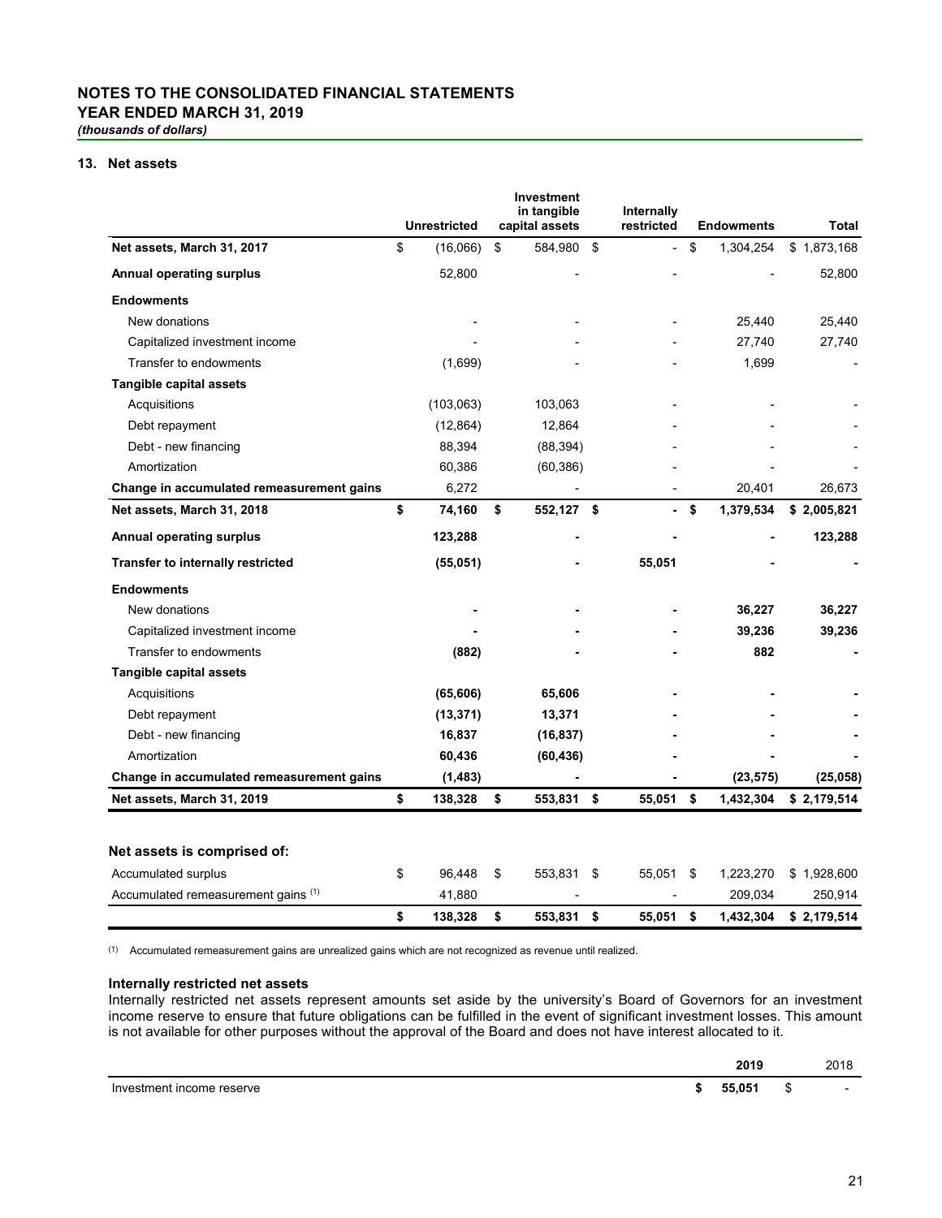**NOTES TO THE CONSOLIDATED FINANCIAL STATEMENTS**
**YEAR ENDED MARCH 31, 2019**
***(thousands of dollars)***

### 13. Net assets

| | Unrestricted | Investment in tangible capital assets | Internally restricted | Endowments | Total |
|---|---|---|---|---|---|
| **Net assets, March 31, 2017** | $ (16,066) | $ 584,980 | $ - | $ 1,304,254 | $ 1,873,168 |
| **Annual operating surplus** | 52,800 | - | - | - | 52,800 |
| **Endowments** | | | | | |
| New donations | - | - | - | 25,440 | 25,440 |
| Capitalized investment income | - | - | - | 27,740 | 27,740 |
| Transfer to endowments | (1,699) | - | - | 1,699 | - |
| **Tangible capital assets** | | | | | |
| Acquisitions | (103,063) | 103,063 | - | - | - |
| Debt repayment | (12,864) | 12,864 | - | - | - |
| Debt - new financing | 88,394 | (88,394) | - | - | - |
| Amortization | 60,386 | (60,386) | - | - | - |
| **Change in accumulated remeasurement gains** | 6,272 | - | - | 20,401 | 26,673 |
| **Net assets, March 31, 2018** | **$ 74,160** | **$ 552,127** | **$ -** | **$ 1,379,534** | **$ 2,005,821** |
| **Annual operating surplus** | **123,288** | **-** | **-** | **-** | **123,288** |
| **Transfer to internally restricted** | **(55,051)** | **-** | **55,051** | **-** | **-** |
| **Endowments** | | | | | |
| New donations | **-** | **-** | **-** | **36,227** | **36,227** |
| Capitalized investment income | **-** | **-** | **-** | **39,236** | **39,236** |
| Transfer to endowments | **(882)** | **-** | **-** | **882** | **-** |
| **Tangible capital assets** | | | | | |
| Acquisitions | **(65,606)** | **65,606** | **-** | **-** | **-** |
| Debt repayment | **(13,371)** | **13,371** | **-** | **-** | **-** |
| Debt - new financing | **16,837** | **(16,837)** | **-** | **-** | **-** |
| Amortization | **60,436** | **(60,436)** | **-** | **-** | **-** |
| **Change in accumulated remeasurement gains** | **(1,483)** | **-** | **-** | **(23,575)** | **(25,058)** |
| **Net assets, March 31, 2019** | **$ 138,328** | **$ 553,831** | **$ 55,051** | **$ 1,432,304** | **$ 2,179,514** |

**Net assets is comprised of:**

| | Unrestricted | Investment in tangible capital assets | Internally restricted | Endowments | Total |
|---|---|---|---|---|---|
| Accumulated surplus | $ 96,448 | $ 553,831 | $ 55,051 | $ 1,223,270 | $ 1,928,600 |
| Accumulated remeasurement gains [1] | 41,880 | - | - | 209,034 | 250,914 |
| | **$ 138,328** | **$ 553,831** | **$ 55,051** | **$ 1,432,304** | **$ 2,179,514** |

[1] Accumulated remeasurement gains are unrealized gains which are not recognized as revenue until realized.

**Internally restricted net assets**

Internally restricted net assets represent amounts set aside by the university's Board of Governors for an investment income reserve to ensure that future obligations can be fulfilled in the event of significant investment losses. This amount is not available for other purposes without the approval of the Board and does not have interest allocated to it.

| | 2019 | 2018 |
|---|---|---|
| Investment income reserve | **$ 55,051** | $ - |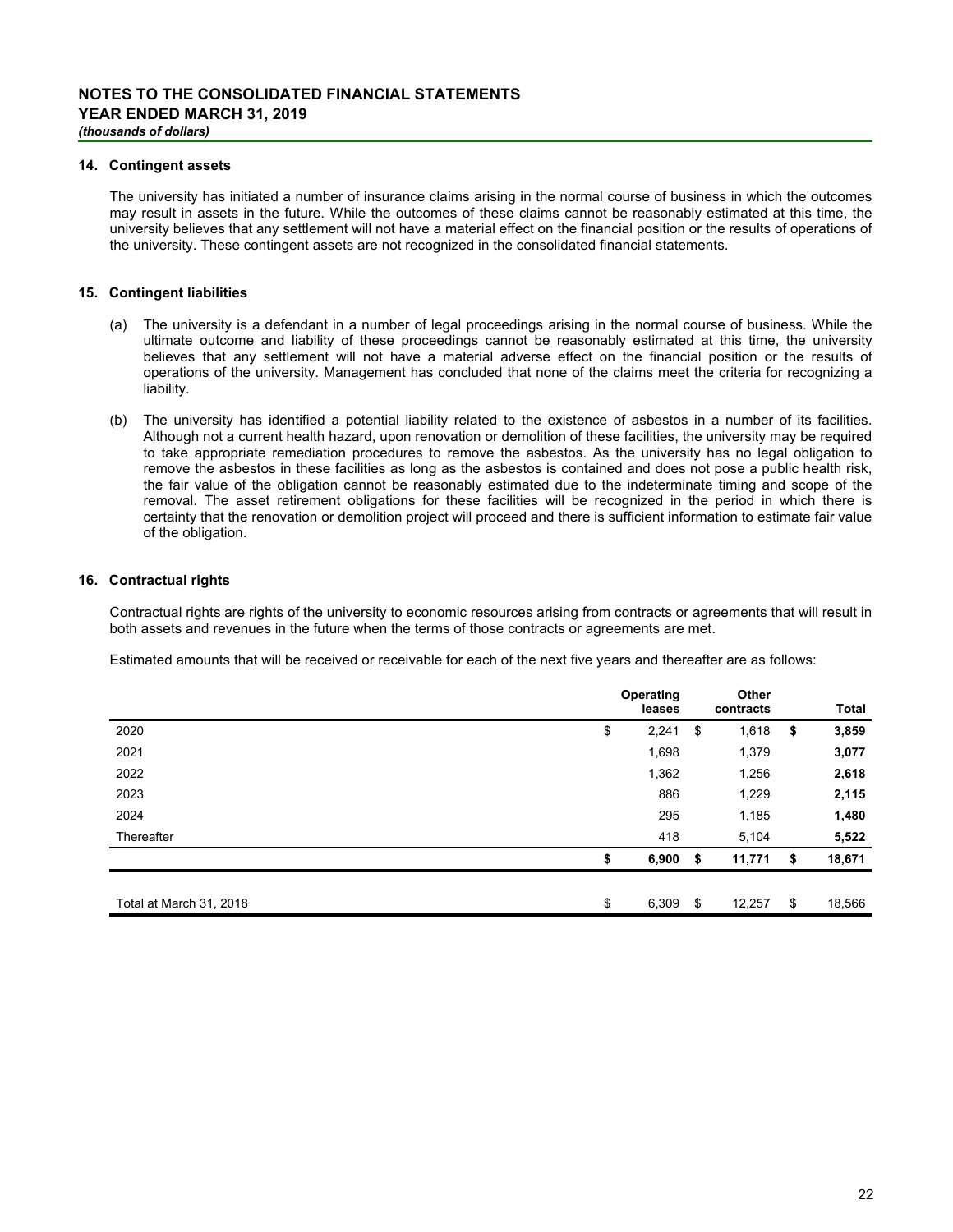**NOTES TO THE CONSOLIDATED FINANCIAL STATEMENTS**
**YEAR ENDED MARCH 31, 2019**
***(thousands of dollars)***

### 14. Contingent assets

The university has initiated a number of insurance claims arising in the normal course of business in which the outcomes may result in assets in the future. While the outcomes of these claims cannot be reasonably estimated at this time, the university believes that any settlement will not have a material effect on the financial position or the results of operations of the university. These contingent assets are not recognized in the consolidated financial statements.

### 15. Contingent liabilities

(a) The university is a defendant in a number of legal proceedings arising in the normal course of business. While the ultimate outcome and liability of these proceedings cannot be reasonably estimated at this time, the university believes that any settlement will not have a material adverse effect on the financial position or the results of operations of the university. Management has concluded that none of the claims meet the criteria for recognizing a liability.

(b) The university has identified a potential liability related to the existence of asbestos in a number of its facilities. Although not a current health hazard, upon renovation or demolition of these facilities, the university may be required to take appropriate remediation procedures to remove the asbestos. As the university has no legal obligation to remove the asbestos in these facilities as long as the asbestos is contained and does not pose a public health risk, the fair value of the obligation cannot be reasonably estimated due to the indeterminate timing and scope of the removal. The asset retirement obligations for these facilities will be recognized in the period in which there is certainty that the renovation or demolition project will proceed and there is sufficient information to estimate fair value of the obligation.

### 16. Contractual rights

Contractual rights are rights of the university to economic resources arising from contracts or agreements that will result in both assets and revenues in the future when the terms of those contracts or agreements are met.

Estimated amounts that will be received or receivable for each of the next five years and thereafter are as follows:

| | Operating leases | Other contracts | Total |
|---|---|---|---|
| 2020 | $ 2,241 | $ 1,618 | **$ 3,859** |
| 2021 | 1,698 | 1,379 | **3,077** |
| 2022 | 1,362 | 1,256 | **2,618** |
| 2023 | 886 | 1,229 | **2,115** |
| 2024 | 295 | 1,185 | **1,480** |
| Thereafter | 418 | 5,104 | **5,522** |
| | **$ 6,900** | **$ 11,771** | **$ 18,671** |
| Total at March 31, 2018 | $ 6,309 | $ 12,257 | $ 18,566 |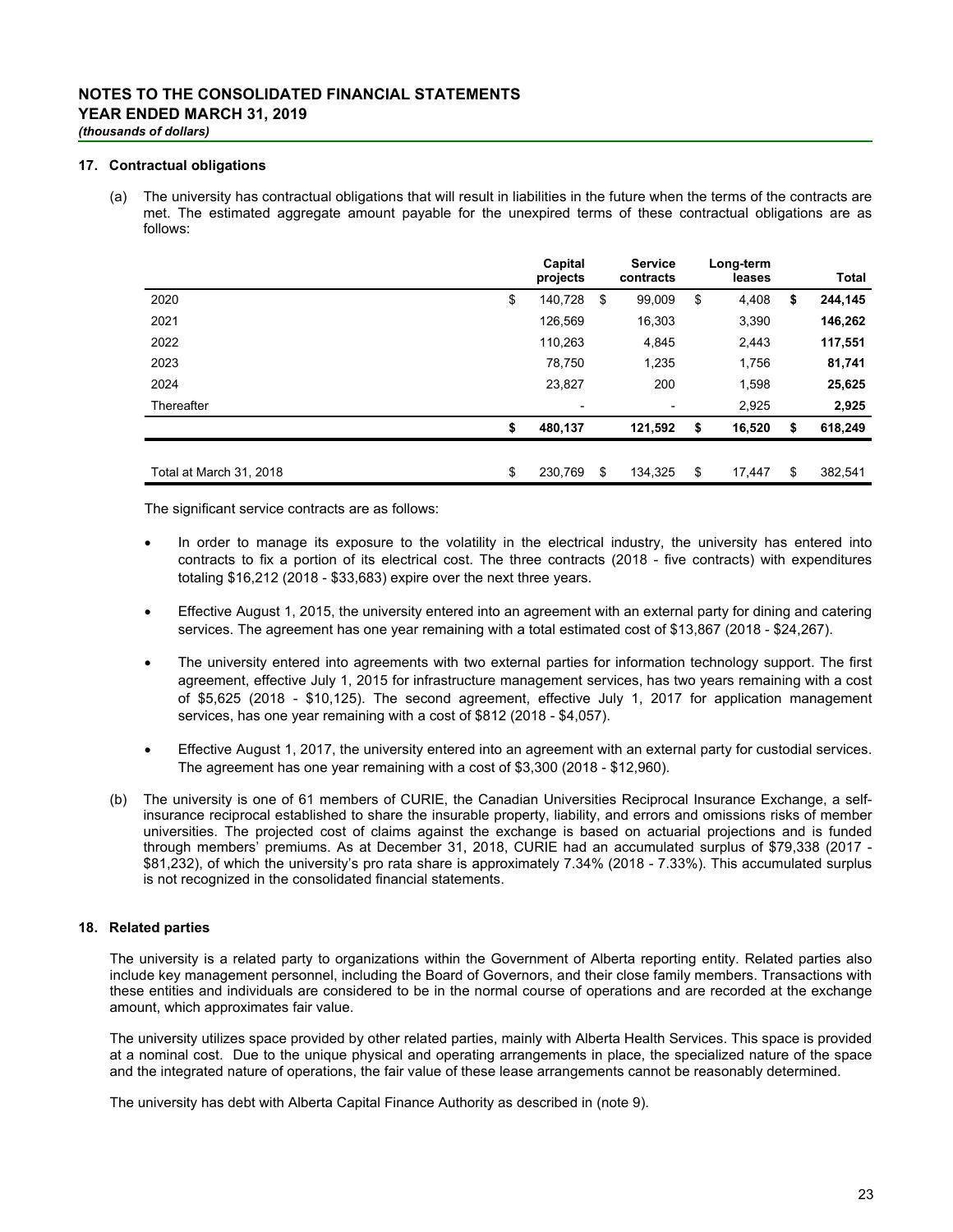## 17. Contractual obligations

(a) The university has contractual obligations that will result in liabilities in the future when the terms of the contracts are met. The estimated aggregate amount payable for the unexpired terms of these contractual obligations are as follows:

| | Capital projects | Service contracts | Long-term leases | Total |
|---|---|---|---|---|
| 2020 | $ 140,728 | $ 99,009 | $ 4,408 | **$ 244,145** |
| 2021 | 126,569 | 16,303 | 3,390 | **146,262** |
| 2022 | 110,263 | 4,845 | 2,443 | **117,551** |
| 2023 | 78,750 | 1,235 | 1,756 | **81,741** |
| 2024 | 23,827 | 200 | 1,598 | **25,625** |
| Thereafter | - | - | 2,925 | **2,925** |
| | **$ 480,137** | **121,592** | **$ 16,520** | **$ 618,249** |
| Total at March 31, 2018 | $ 230,769 | $ 134,325 | $ 17,447 | $ 382,541 |

The significant service contracts are as follows:

- In order to manage its exposure to the volatility in the electrical industry, the university has entered into contracts to fix a portion of its electrical cost. The three contracts (2018 - five contracts) with expenditures totaling $16,212 (2018 - $33,683) expire over the next three years.
- Effective August 1, 2015, the university entered into an agreement with an external party for dining and catering services. The agreement has one year remaining with a total estimated cost of $13,867 (2018 - $24,267).
- The university entered into agreements with two external parties for information technology support. The first agreement, effective July 1, 2015 for infrastructure management services, has two years remaining with a cost of $5,625 (2018 - $10,125). The second agreement, effective July 1, 2017 for application management services, has one year remaining with a cost of $812 (2018 - $4,057).
- Effective August 1, 2017, the university entered into an agreement with an external party for custodial services. The agreement has one year remaining with a cost of $3,300 (2018 - $12,960).

(b) The university is one of 61 members of CURIE, the Canadian Universities Reciprocal Insurance Exchange, a self-insurance reciprocal established to share the insurable property, liability, and errors and omissions risks of member universities. The projected cost of claims against the exchange is based on actuarial projections and is funded through members' premiums. As at December 31, 2018, CURIE had an accumulated surplus of $79,338 (2017 - $81,232), of which the university's pro rata share is approximately 7.34% (2018 - 7.33%). This accumulated surplus is not recognized in the consolidated financial statements.

## 18. Related parties

The university is a related party to organizations within the Government of Alberta reporting entity. Related parties also include key management personnel, including the Board of Governors, and their close family members. Transactions with these entities and individuals are considered to be in the normal course of operations and are recorded at the exchange amount, which approximates fair value.

The university utilizes space provided by other related parties, mainly with Alberta Health Services. This space is provided at a nominal cost. Due to the unique physical and operating arrangements in place, the specialized nature of the space and the integrated nature of operations, the fair value of these lease arrangements cannot be reasonably determined.

The university has debt with Alberta Capital Finance Authority as described in (note 9).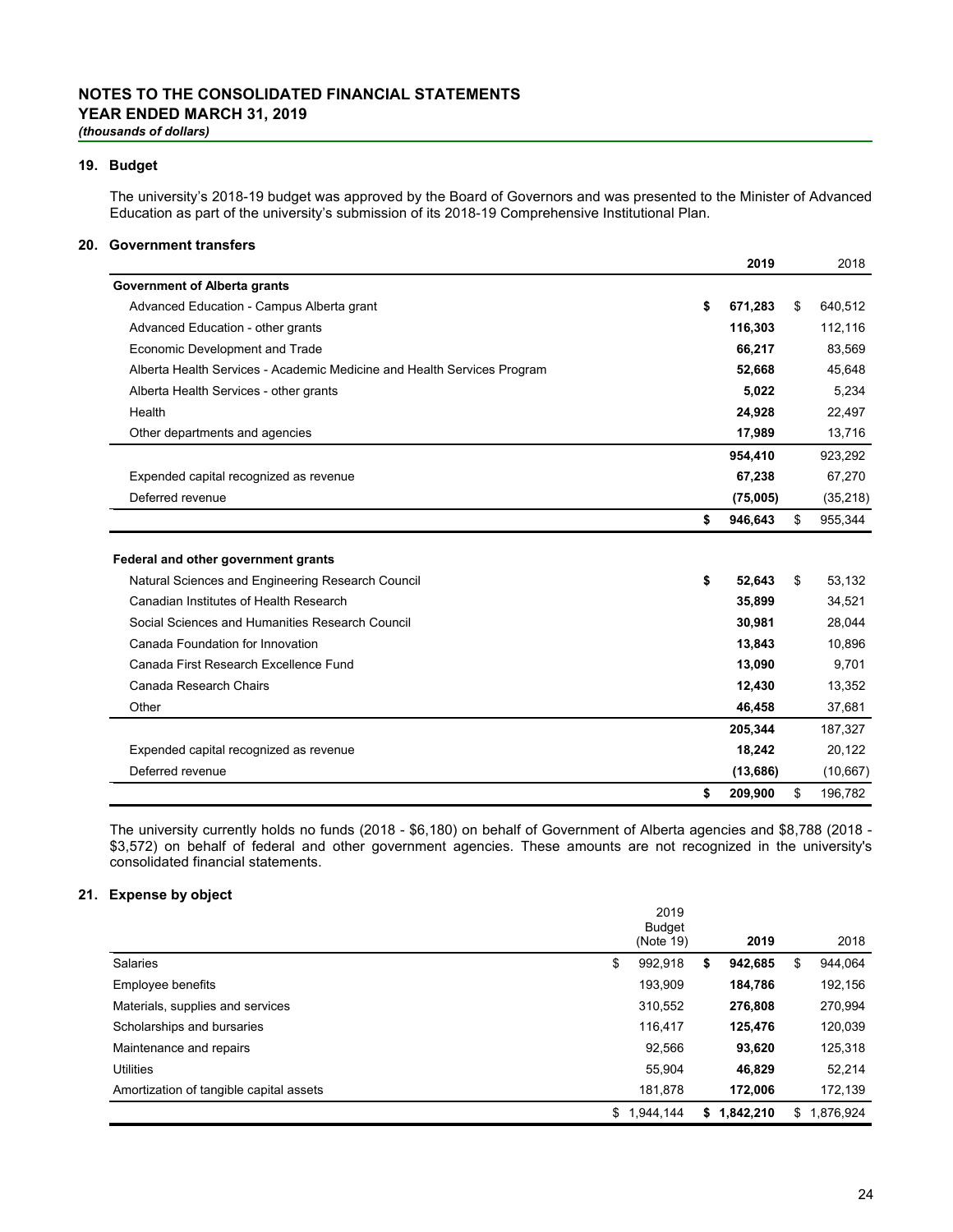# NOTES TO THE CONSOLIDATED FINANCIAL STATEMENTS
## YEAR ENDED MARCH 31, 2019
*(thousands of dollars)*

### 19. Budget

The university's 2018-19 budget was approved by the Board of Governors and was presented to the Minister of Advanced Education as part of the university's submission of its 2018-19 Comprehensive Institutional Plan.

### 20. Government transfers

| | **2019** | 2018 |
|---|---|---|
| **Government of Alberta grants** | | |
| Advanced Education - Campus Alberta grant | **$ 671,283** | $ 640,512 |
| Advanced Education - other grants | **116,303** | 112,116 |
| Economic Development and Trade | **66,217** | 83,569 |
| Alberta Health Services - Academic Medicine and Health Services Program | **52,668** | 45,648 |
| Alberta Health Services - other grants | **5,022** | 5,234 |
| Health | **24,928** | 22,497 |
| Other departments and agencies | **17,989** | 13,716 |
| | **954,410** | 923,292 |
| Expended capital recognized as revenue | **67,238** | 67,270 |
| Deferred revenue | **(75,005)** | (35,218) |
| | **$ 946,643** | $ 955,344 |
| | | |
| **Federal and other government grants** | | |
| Natural Sciences and Engineering Research Council | **$ 52,643** | $ 53,132 |
| Canadian Institutes of Health Research | **35,899** | 34,521 |
| Social Sciences and Humanities Research Council | **30,981** | 28,044 |
| Canada Foundation for Innovation | **13,843** | 10,896 |
| Canada First Research Excellence Fund | **13,090** | 9,701 |
| Canada Research Chairs | **12,430** | 13,352 |
| Other | **46,458** | 37,681 |
| | **205,344** | 187,327 |
| Expended capital recognized as revenue | **18,242** | 20,122 |
| Deferred revenue | **(13,686)** | (10,667) |
| | **$ 209,900** | $ 196,782 |

The university currently holds no funds (2018 - $6,180) on behalf of Government of Alberta agencies and $8,788 (2018 - $3,572) on behalf of federal and other government agencies. These amounts are not recognized in the university's consolidated financial statements.

### 21. Expense by object

| | 2019 Budget (Note 19) | **2019** | 2018 |
|---|---|---|---|
| Salaries | $ 992,918 | **$ 942,685** | $ 944,064 |
| Employee benefits | 193,909 | **184,786** | 192,156 |
| Materials, supplies and services | 310,552 | **276,808** | 270,994 |
| Scholarships and bursaries | 116,417 | **125,476** | 120,039 |
| Maintenance and repairs | 92,566 | **93,620** | 125,318 |
| Utilities | 55,904 | **46,829** | 52,214 |
| Amortization of tangible capital assets | 181,878 | **172,006** | 172,139 |
| | $ 1,944,144 | **$ 1,842,210** | $ 1,876,924 |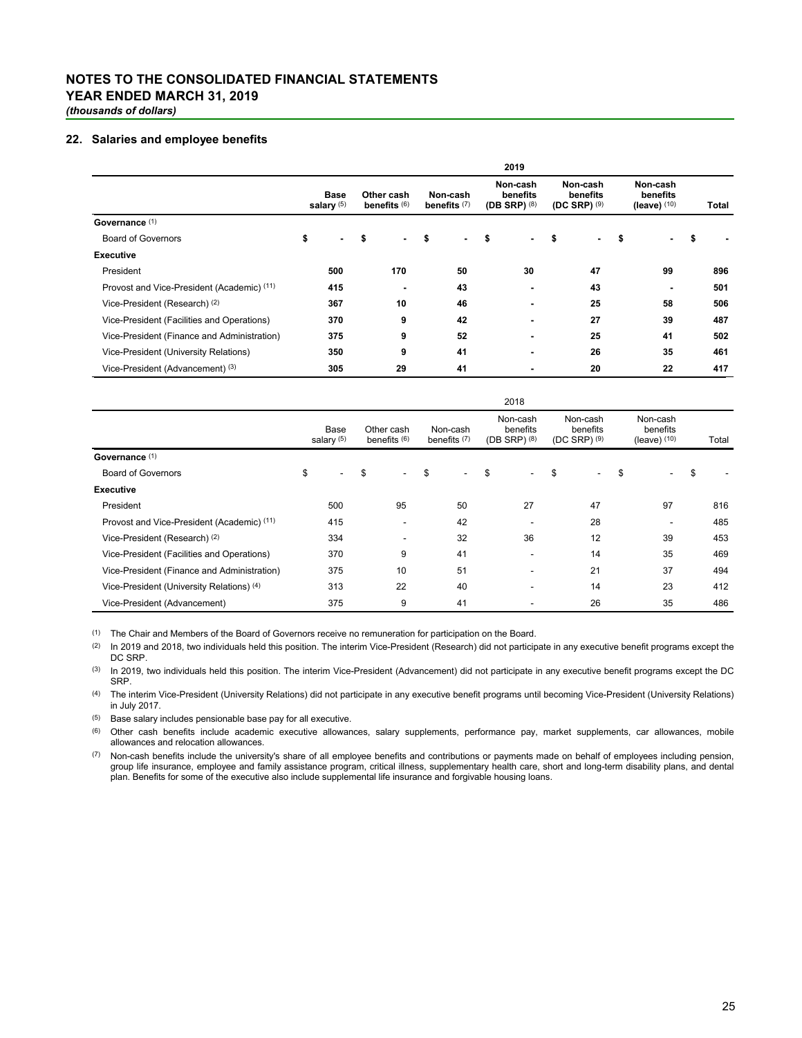# NOTES TO THE CONSOLIDATED FINANCIAL STATEMENTS
# YEAR ENDED MARCH 31, 2019
*(thousands of dollars)*

## 22. Salaries and employee benefits

| | 2019 | | | | | | |
|---|---|---|---|---|---|---|---|
| | **Base salary** [5] | **Other cash benefits** [6] | **Non-cash benefits** [7] | **Non-cash benefits (DB SRP)** [8] | **Non-cash benefits (DC SRP)** [9] | **Non-cash benefits (leave)** [10] | **Total** |
| **Governance** [1] | | | | | | | |
| Board of Governors | $ - | $ - | $ - | $ - | $ - | $ - | $ - |
| **Executive** | | | | | | | |
| President | 500 | 170 | 50 | 30 | 47 | 99 | 896 |
| Provost and Vice-President (Academic) [11] | 415 | - | 43 | - | 43 | - | 501 |
| Vice-President (Research) [2] | 367 | 10 | 46 | - | 25 | 58 | 506 |
| Vice-President (Facilities and Operations) | 370 | 9 | 42 | - | 27 | 39 | 487 |
| Vice-President (Finance and Administration) | 375 | 9 | 52 | - | 25 | 41 | 502 |
| Vice-President (University Relations) | 350 | 9 | 41 | - | 26 | 35 | 461 |
| Vice-President (Advancement) [3] | 305 | 29 | 41 | - | 20 | 22 | 417 |

| | 2018 | | | | | | |
|---|---|---|---|---|---|---|---|
| | Base salary [5] | Other cash benefits [6] | Non-cash benefits [7] | Non-cash benefits (DB SRP) [8] | Non-cash benefits (DC SRP) [9] | Non-cash benefits (leave) [10] | Total |
| **Governance** [1] | | | | | | | |
| Board of Governors | $ - | $ - | $ - | $ - | $ - | $ - | $ - |
| **Executive** | | | | | | | |
| President | 500 | 95 | 50 | 27 | 47 | 97 | 816 |
| Provost and Vice-President (Academic) [11] | 415 | - | 42 | - | 28 | - | 485 |
| Vice-President (Research) [2] | 334 | - | 32 | 36 | 12 | 39 | 453 |
| Vice-President (Facilities and Operations) | 370 | 9 | 41 | - | 14 | 35 | 469 |
| Vice-President (Finance and Administration) | 375 | 10 | 51 | - | 21 | 37 | 494 |
| Vice-President (University Relations) [4] | 313 | 22 | 40 | - | 14 | 23 | 412 |
| Vice-President (Advancement) | 375 | 9 | 41 | - | 26 | 35 | 486 |

(1) The Chair and Members of the Board of Governors receive no remuneration for participation on the Board.

(2) In 2019 and 2018, two individuals held this position. The interim Vice-President (Research) did not participate in any executive benefit programs except the DC SRP.

(3) In 2019, two individuals held this position. The interim Vice-President (Advancement) did not participate in any executive benefit programs except the DC SRP.

(4) The interim Vice-President (University Relations) did not participate in any executive benefit programs until becoming Vice-President (University Relations) in July 2017.

(5) Base salary includes pensionable base pay for all executive.

(6) Other cash benefits include academic executive allowances, salary supplements, performance pay, market supplements, car allowances, mobile allowances and relocation allowances.

(7) Non-cash benefits include the university's share of all employee benefits and contributions or payments made on behalf of employees including pension, group life insurance, employee and family assistance program, critical illness, supplementary health care, short and long-term disability plans, and dental plan. Benefits for some of the executive also include supplemental life insurance and forgivable housing loans.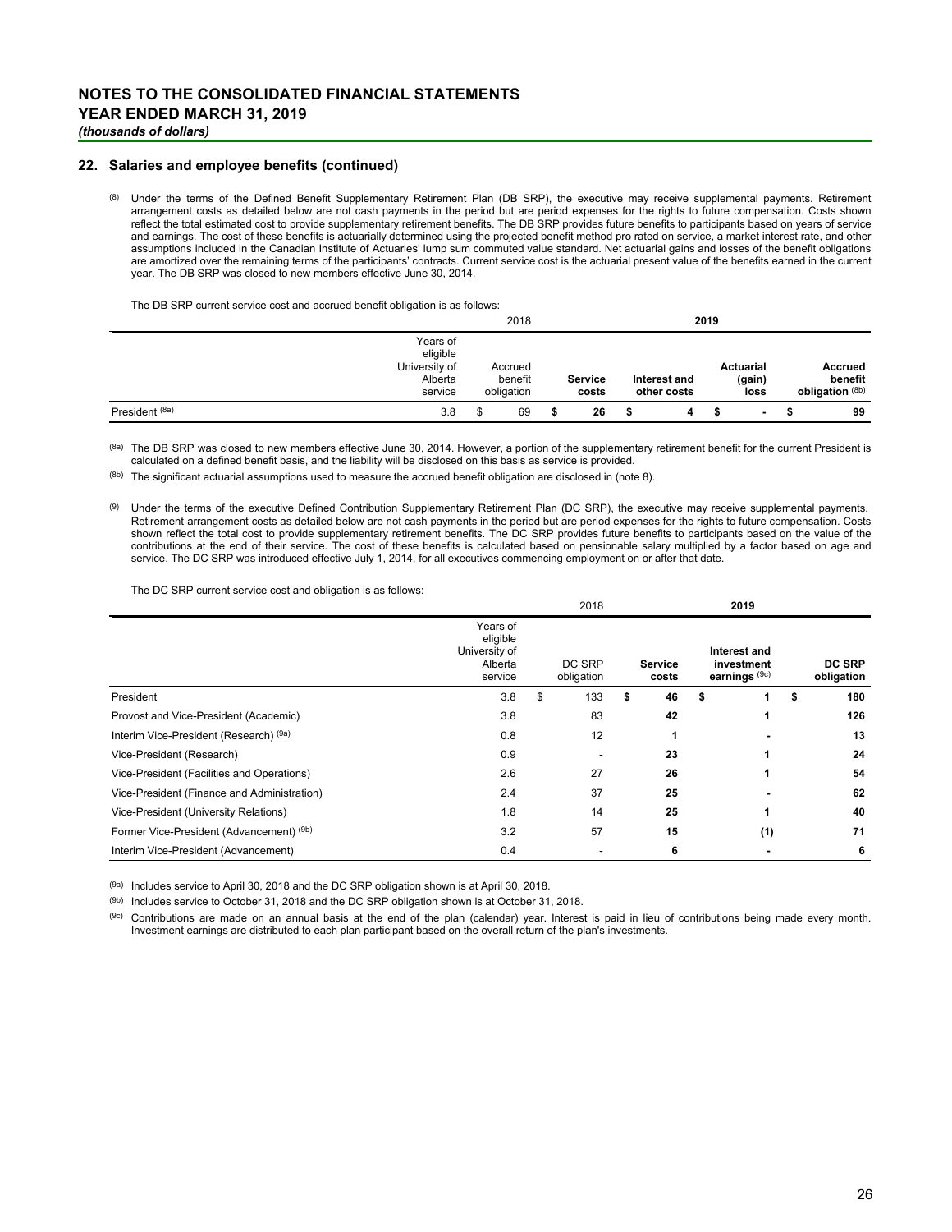# NOTES TO THE CONSOLIDATED FINANCIAL STATEMENTS
# YEAR ENDED MARCH 31, 2019
*(thousands of dollars)*

## 22. Salaries and employee benefits (continued)

(8) Under the terms of the Defined Benefit Supplementary Retirement Plan (DB SRP), the executive may receive supplemental payments. Retirement arrangement costs as detailed below are not cash payments in the period but are period expenses for the rights to future compensation. Costs shown reflect the total estimated cost to provide supplementary retirement benefits. The DB SRP provides future benefits to participants based on years of service and earnings. The cost of these benefits is actuarially determined using the projected benefit method pro rated on service, a market interest rate, and other assumptions included in the Canadian Institute of Actuaries' lump sum commuted value standard. Net actuarial gains and losses of the benefit obligations are amortized over the remaining terms of the participants' contracts. Current service cost is the actuarial present value of the benefits earned in the current year. The DB SRP was closed to new members effective June 30, 2014.

The DB SRP current service cost and accrued benefit obligation is as follows:

| | | 2018 | **2019** | | | |
|---|---|---|---|---|---|---|
| | Years of eligible University of Alberta service | Accrued benefit obligation | **Service costs** | **Interest and other costs** | **Actuarial (gain) loss** | **Accrued benefit obligation** [8b] |
| President [8a] | 3.8 | $ 69 | **$ 26** | **$ 4** | **$ -** | **$ 99** |

(8a) The DB SRP was closed to new members effective June 30, 2014. However, a portion of the supplementary retirement benefit for the current President is calculated on a defined benefit basis, and the liability will be disclosed on this basis as service is provided.

(8b) The significant actuarial assumptions used to measure the accrued benefit obligation are disclosed in (note 8).

(9) Under the terms of the executive Defined Contribution Supplementary Retirement Plan (DC SRP), the executive may receive supplemental payments. Retirement arrangement costs as detailed below are not cash payments in the period but are period expenses for the rights to future compensation. Costs shown reflect the total cost to provide supplementary retirement benefits. The DC SRP provides future benefits to participants based on the value of the contributions at the end of their service. The cost of these benefits is calculated based on pensionable salary multiplied by a factor based on age and service. The DC SRP was introduced effective July 1, 2014, for all executives commencing employment on or after that date.

The DC SRP current service cost and obligation is as follows:

| | | 2018 | **2019** | | |
|---|---|---|---|---|---|
| | Years of eligible University of Alberta service | DC SRP obligation | **Service costs** | **Interest and investment earnings** [9c] | **DC SRP obligation** |
| President | 3.8 | $ 133 | **$ 46** | **$ 1** | **$ 180** |
| Provost and Vice-President (Academic) | 3.8 | 83 | **42** | **1** | **126** |
| Interim Vice-President (Research) [9a] | 0.8 | 12 | **1** | **-** | **13** |
| Vice-President (Research) | 0.9 | - | **23** | **1** | **24** |
| Vice-President (Facilities and Operations) | 2.6 | 27 | **26** | **1** | **54** |
| Vice-President (Finance and Administration) | 2.4 | 37 | **25** | **-** | **62** |
| Vice-President (University Relations) | 1.8 | 14 | **25** | **1** | **40** |
| Former Vice-President (Advancement) [9b] | 3.2 | 57 | **15** | **(1)** | **71** |
| Interim Vice-President (Advancement) | 0.4 | - | **6** | **-** | **6** |

(9a) Includes service to April 30, 2018 and the DC SRP obligation shown is at April 30, 2018.

(9b) Includes service to October 31, 2018 and the DC SRP obligation shown is at October 31, 2018.

(9c) Contributions are made on an annual basis at the end of the plan (calendar) year. Interest is paid in lieu of contributions being made every month. Investment earnings are distributed to each plan participant based on the overall return of the plan's investments.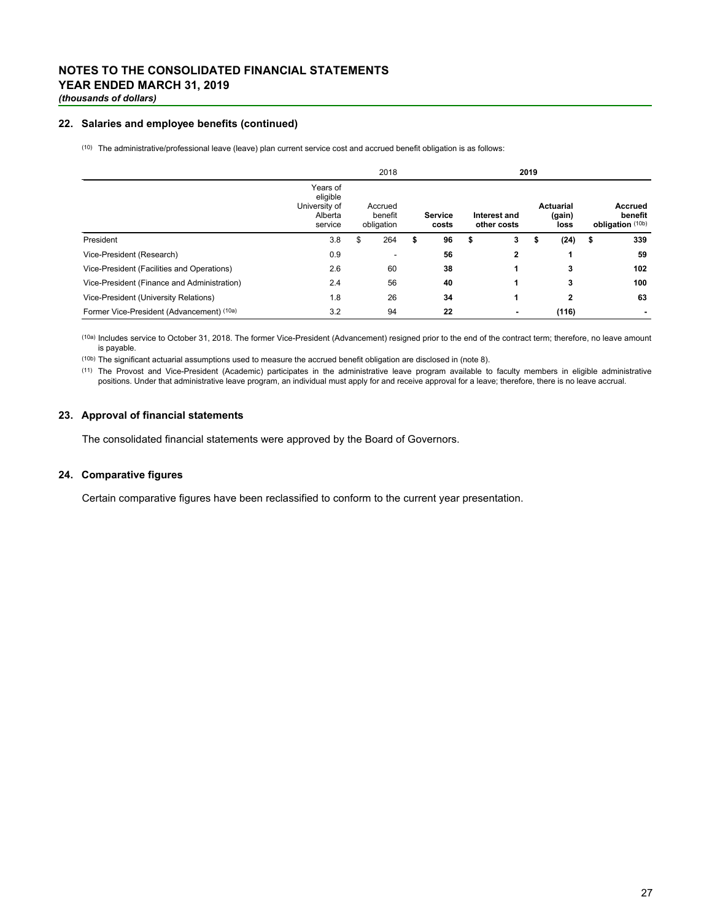### 22. Salaries and employee benefits (continued)

(10) The administrative/professional leave (leave) plan current service cost and accrued benefit obligation is as follows:

| | | 2018 | 2019 | | | |
|---|---|---|---|---|---|---|
| | Years of eligible University of Alberta service | Accrued benefit obligation | **Service costs** | **Interest and other costs** | **Actuarial (gain) loss** | **Accrued benefit obligation (10b)** |
| President | 3.8 | $ 264 | **$ 96** | **$ 3** | **$ (24)** | **$ 339** |
| Vice-President (Research) | 0.9 | - | **56** | **2** | **1** | **59** |
| Vice-President (Facilities and Operations) | 2.6 | 60 | **38** | **1** | **3** | **102** |
| Vice-President (Finance and Administration) | 2.4 | 56 | **40** | **1** | **3** | **100** |
| Vice-President (University Relations) | 1.8 | 26 | **34** | **1** | **2** | **63** |
| Former Vice-President (Advancement) (10a) | 3.2 | 94 | **22** | **-** | **(116)** | **-** |

(10a) Includes service to October 31, 2018. The former Vice-President (Advancement) resigned prior to the end of the contract term; therefore, no leave amount is payable.

(10b) The significant actuarial assumptions used to measure the accrued benefit obligation are disclosed in (note 8).

(11) The Provost and Vice-President (Academic) participates in the administrative leave program available to faculty members in eligible administrative positions. Under that administrative leave program, an individual must apply for and receive approval for a leave; therefore, there is no leave accrual.

### 23. Approval of financial statements

The consolidated financial statements were approved by the Board of Governors.

### 24. Comparative figures

Certain comparative figures have been reclassified to conform to the current year presentation.